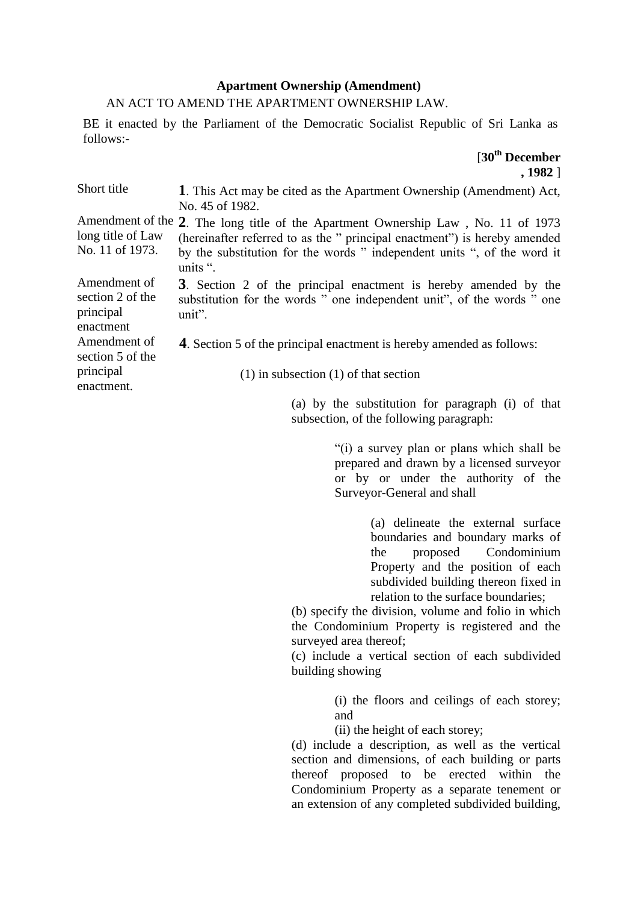**Apartment Ownership (Amendment)**

AN ACT TO AMEND THE APARTMENT OWNERSHIP LAW.

BE it enacted by the Parliament of the Democratic Socialist Republic of Sri Lanka as follows:-

[**30th December, 1982**]

Short title

**1**. This Act may be cited as the Apartment Ownership (Amendment) Act, No. 45 of 1982.

Amendment of the long title of Law No. 11 of 1973.

**2**. The long title of the Apartment Ownership Law , No. 11 of 1973 (hereinafter referred to as the " principal enactment") is hereby amended by the substitution for the words " independent units ", of the word it units ".

Amendment of section 2 of the principal enactment

**3**. Section 2 of the principal enactment is hereby amended by the substitution for the words " one independent unit", of the words " one unit".

Amendment of section 5 of the principal enactment.

**4**. Section 5 of the principal enactment is hereby amended as follows:

(1) in subsection (1) of that section

(a) by the substitution for paragraph (i) of that subsection, of the following paragraph:

"(i) a survey plan or plans which shall be prepared and drawn by a licensed surveyor or by or under the authority of the Surveyor-General and shall

(a) delineate the external surface boundaries and boundary marks of the proposed Condominium Property and the position of each subdivided building thereon fixed in relation to the surface boundaries;

(b) specify the division, volume and folio in which the Condominium Property is registered and the surveyed area thereof;

(c) include a vertical section of each subdivided building showing

(i) the floors and ceilings of each storey; and

(ii) the height of each storey;

(d) include a description, as well as the vertical section and dimensions, of each building or parts thereof proposed to be erected within the Condominium Property as a separate tenement or an extension of any completed subdivided building,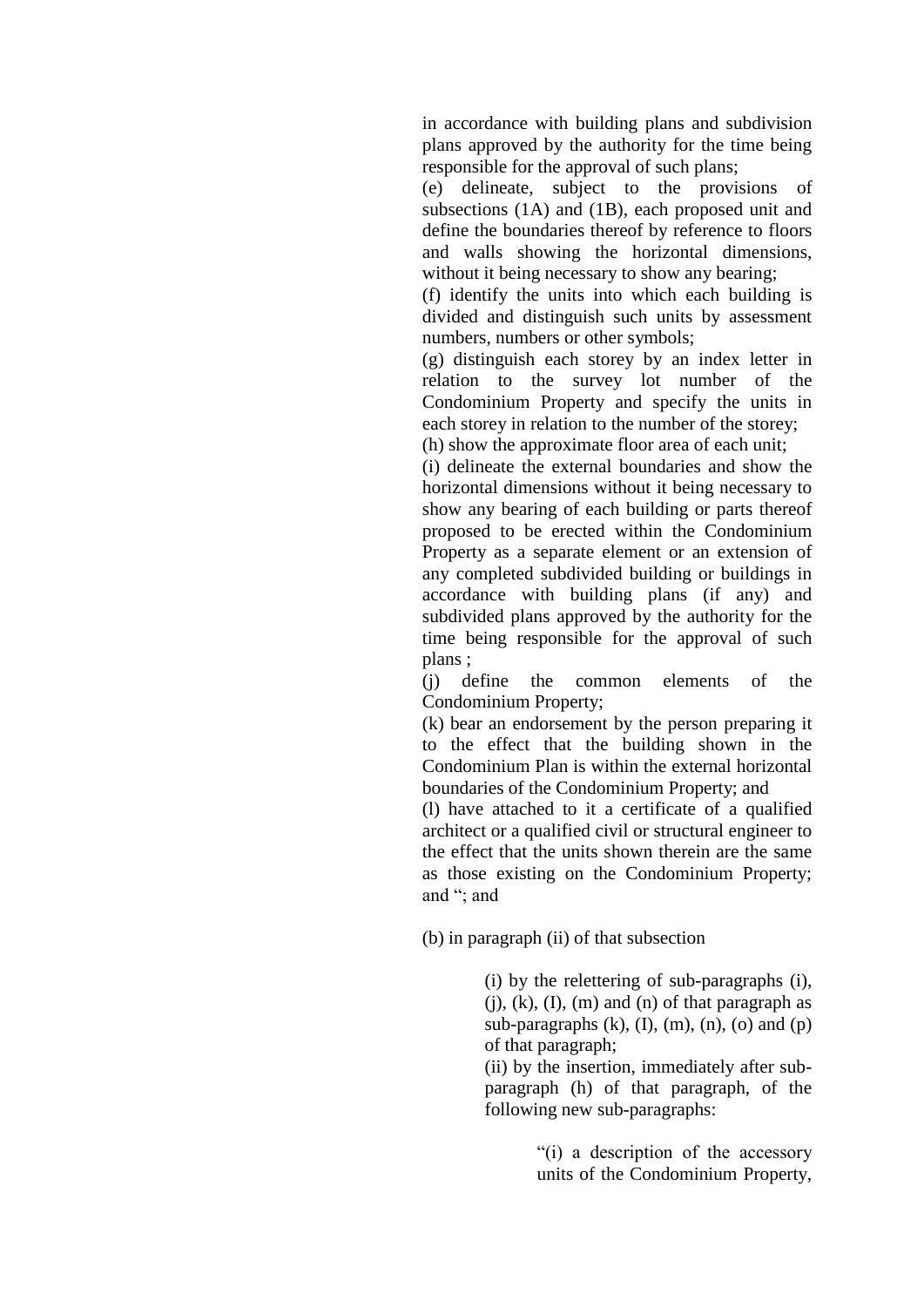in accordance with building plans and subdivision plans approved by the authority for the time being responsible for the approval of such plans;

(e) delineate, subject to the provisions of subsections (1A) and (1B), each proposed unit and define the boundaries thereof by reference to floors and walls showing the horizontal dimensions, without it being necessary to show any bearing;

(f) identify the units into which each building is divided and distinguish such units by assessment numbers, numbers or other symbols;

(g) distinguish each storey by an index letter in relation to the survey lot number of the Condominium Property and specify the units in each storey in relation to the number of the storey;

(h) show the approximate floor area of each unit;

(i) delineate the external boundaries and show the horizontal dimensions without it being necessary to show any bearing of each building or parts thereof proposed to be erected within the Condominium Property as a separate element or an extension of any completed subdivided building or buildings in accordance with building plans (if any) and subdivided plans approved by the authority for the time being responsible for the approval of such plans ;

(j) define the common elements of the Condominium Property;

(k) bear an endorsement by the person preparing it to the effect that the building shown in the Condominium Plan is within the external horizontal boundaries of the Condominium Property; and

(l) have attached to it a certificate of a qualified architect or a qualified civil or structural engineer to the effect that the units shown therein are the same as those existing on the Condominium Property; and "; and

(b) in paragraph (ii) of that subsection

> (i) by the relettering of sub-paragraphs (i), (j), (k), (I), (m) and (n) of that paragraph as sub-paragraphs (k), (I), (m), (n), (o) and (p) of that paragraph;
>
> (ii) by the insertion, immediately after sub-paragraph (h) of that paragraph, of the following new sub-paragraphs:
>
> > "(i) a description of the accessory units of the Condominium Property,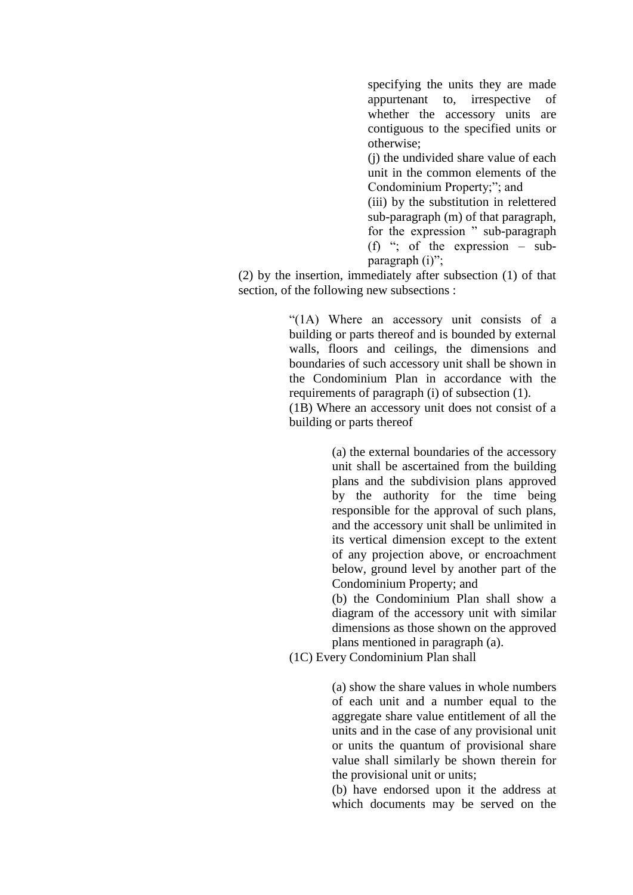specifying the units they are made appurtenant to, irrespective of whether the accessory units are contiguous to the specified units or otherwise;

(j) the undivided share value of each unit in the common elements of the Condominium Property;"; and

(iii) by the substitution in relettered sub-paragraph (m) of that paragraph, for the expression " sub-paragraph (f) "; of the expression – sub-paragraph (i)";

(2) by the insertion, immediately after subsection (1) of that section, of the following new subsections :

"(1A) Where an accessory unit consists of a building or parts thereof and is bounded by external walls, floors and ceilings, the dimensions and boundaries of such accessory unit shall be shown in the Condominium Plan in accordance with the requirements of paragraph (i) of subsection (1).

(1B) Where an accessory unit does not consist of a building or parts thereof

(a) the external boundaries of the accessory unit shall be ascertained from the building plans and the subdivision plans approved by the authority for the time being responsible for the approval of such plans, and the accessory unit shall be unlimited in its vertical dimension except to the extent of any projection above, or encroachment below, ground level by another part of the Condominium Property; and

(b) the Condominium Plan shall show a diagram of the accessory unit with similar dimensions as those shown on the approved plans mentioned in paragraph (a).

(1C) Every Condominium Plan shall

(a) show the share values in whole numbers of each unit and a number equal to the aggregate share value entitlement of all the units and in the case of any provisional unit or units the quantum of provisional share value shall similarly be shown therein for the provisional unit or units;

(b) have endorsed upon it the address at which documents may be served on the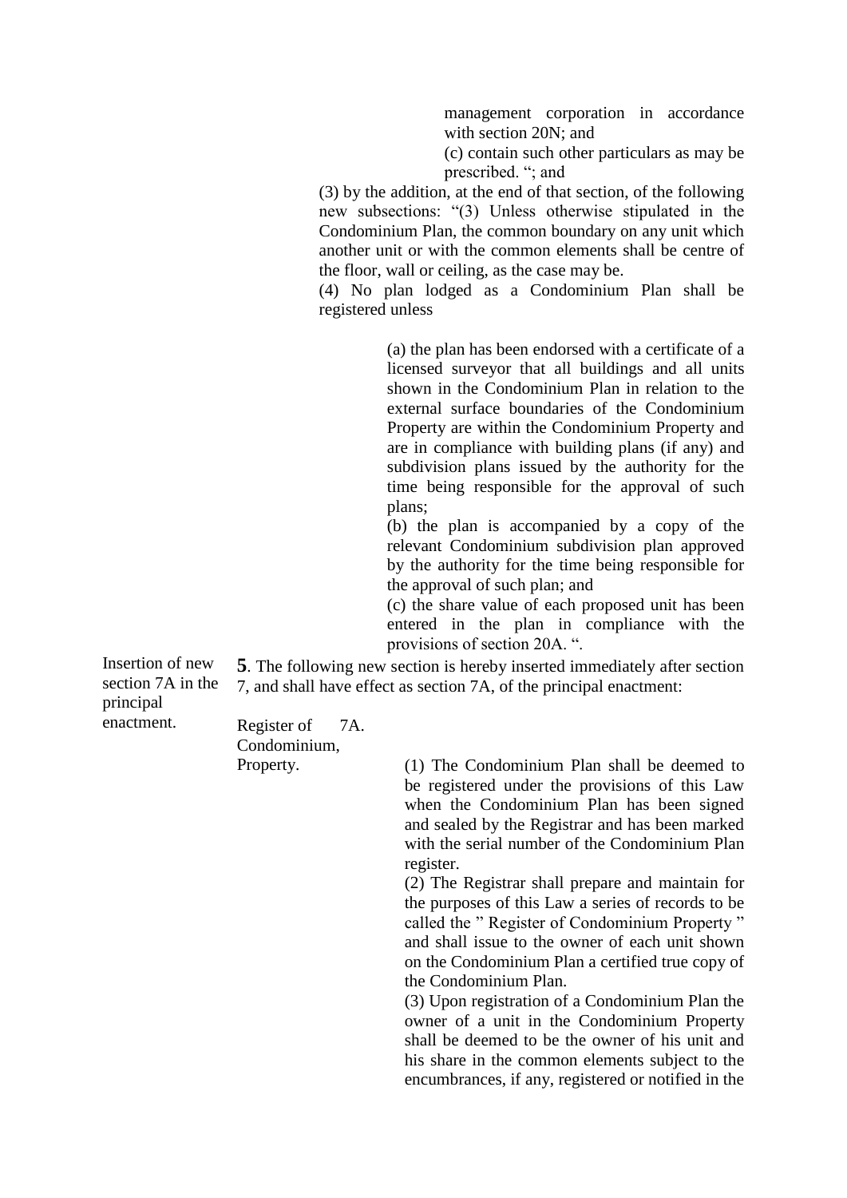management corporation in accordance with section 20N; and

(c) contain such other particulars as may be prescribed. "; and

(3) by the addition, at the end of that section, of the following new subsections: "(3) Unless otherwise stipulated in the Condominium Plan, the common boundary on any unit which another unit or with the common elements shall be centre of the floor, wall or ceiling, as the case may be.

(4) No plan lodged as a Condominium Plan shall be registered unless

(a) the plan has been endorsed with a certificate of a licensed surveyor that all buildings and all units shown in the Condominium Plan in relation to the external surface boundaries of the Condominium Property are within the Condominium Property and are in compliance with building plans (if any) and subdivision plans issued by the authority for the time being responsible for the approval of such plans;

(b) the plan is accompanied by a copy of the relevant Condominium subdivision plan approved by the authority for the time being responsible for the approval of such plan; and

(c) the share value of each proposed unit has been entered in the plan in compliance with the provisions of section 20A. ".

Insertion of new section 7A in the principal enactment.

**5**. The following new section is hereby inserted immediately after section 7, and shall have effect as section 7A, of the principal enactment:

Register of Condominium, Property.

7A.

(1) The Condominium Plan shall be deemed to be registered under the provisions of this Law when the Condominium Plan has been signed and sealed by the Registrar and has been marked with the serial number of the Condominium Plan register.

(2) The Registrar shall prepare and maintain for the purposes of this Law a series of records to be called the " Register of Condominium Property " and shall issue to the owner of each unit shown on the Condominium Plan a certified true copy of the Condominium Plan.

(3) Upon registration of a Condominium Plan the owner of a unit in the Condominium Property shall be deemed to be the owner of his unit and his share in the common elements subject to the encumbrances, if any, registered or notified in the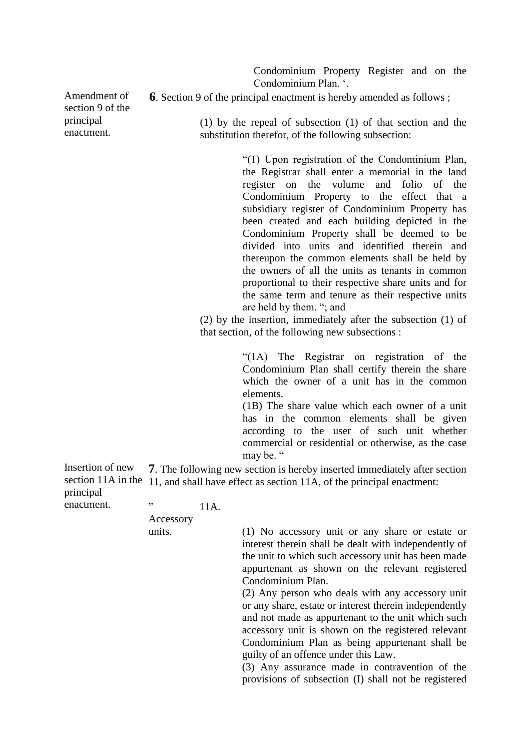Condominium Property Register and on the Condominium Plan. '.

Amendment of section 9 of the principal enactment.

**6**. Section 9 of the principal enactment is hereby amended as follows ;

(1) by the repeal of subsection (1) of that section and the substitution therefor, of the following subsection:

> "(1) Upon registration of the Condominium Plan, the Registrar shall enter a memorial in the land register on the volume and folio of the Condominium Property to the effect that a subsidiary register of Condominium Property has been created and each building depicted in the Condominium Property shall be deemed to be divided into units and identified therein and thereupon the common elements shall be held by the owners of all the units as tenants in common proportional to their respective share units and for the same term and tenure as their respective units are held by them. "; and

(2) by the insertion, immediately after the subsection (1) of that section, of the following new subsections :

> "(1A) The Registrar on registration of the Condominium Plan shall certify therein the share which the owner of a unit has in the common elements.
>
> (1B) The share value which each owner of a unit has in the common elements shall be given according to the user of such unit whether commercial or residential or otherwise, as the case may be. "

Insertion of new section 11A in the principal enactment.

**7**. The following new section is hereby inserted immediately after section 11, and shall have effect as section 11A, of the principal enactment:

" Accessory units.

11A.

> (1) No accessory unit or any share or estate or interest therein shall be dealt with independently of the unit to which such accessory unit has been made appurtenant as shown on the relevant registered Condominium Plan.
>
> (2) Any person who deals with any accessory unit or any share, estate or interest therein independently and not made as appurtenant to the unit which such accessory unit is shown on the registered relevant Condominium Plan as being appurtenant shall be guilty of an offence under this Law.
>
> (3) Any assurance made in contravention of the provisions of subsection (I) shall not be registered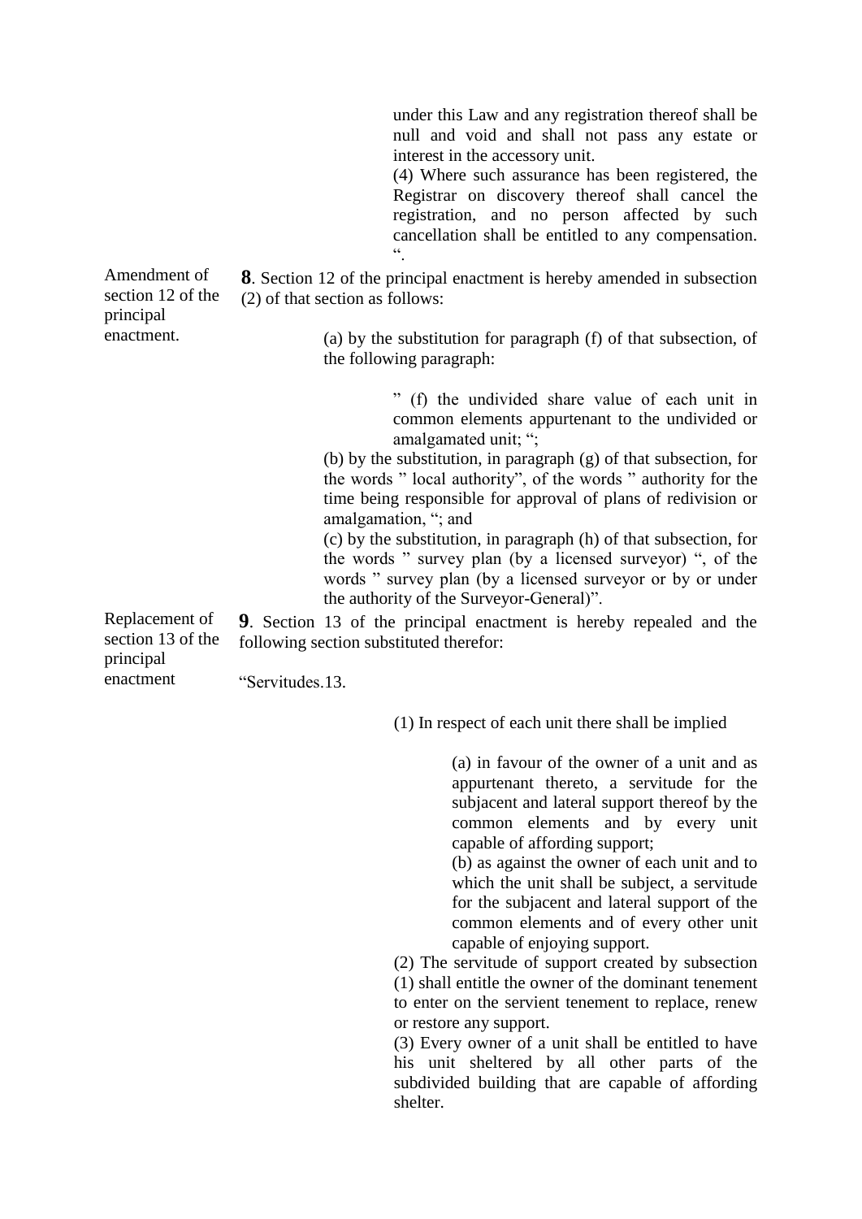under this Law and any registration thereof shall be null and void and shall not pass any estate or interest in the accessory unit.

(4) Where such assurance has been registered, the Registrar on discovery thereof shall cancel the registration, and no person affected by such cancellation shall be entitled to any compensation. ".

Amendment of section 12 of the principal enactment.

**8**. Section 12 of the principal enactment is hereby amended in subsection (2) of that section as follows:

(a) by the substitution for paragraph (f) of that subsection, of the following paragraph:

" (f) the undivided share value of each unit in common elements appurtenant to the undivided or amalgamated unit; ";

(b) by the substitution, in paragraph (g) of that subsection, for the words " local authority", of the words " authority for the time being responsible for approval of plans of redivision or amalgamation, "; and

(c) by the substitution, in paragraph (h) of that subsection, for the words " survey plan (by a licensed surveyor) ", of the words " survey plan (by a licensed surveyor or by or under the authority of the Surveyor-General)".

Replacement of section 13 of the principal enactment

**9**. Section 13 of the principal enactment is hereby repealed and the following section substituted therefor:

"Servitudes.13.

(1) In respect of each unit there shall be implied

(a) in favour of the owner of a unit and as appurtenant thereto, a servitude for the subjacent and lateral support thereof by the common elements and by every unit capable of affording support;

(b) as against the owner of each unit and to which the unit shall be subject, a servitude for the subjacent and lateral support of the common elements and of every other unit capable of enjoying support.

(2) The servitude of support created by subsection (1) shall entitle the owner of the dominant tenement to enter on the servient tenement to replace, renew or restore any support.

(3) Every owner of a unit shall be entitled to have his unit sheltered by all other parts of the subdivided building that are capable of affording shelter.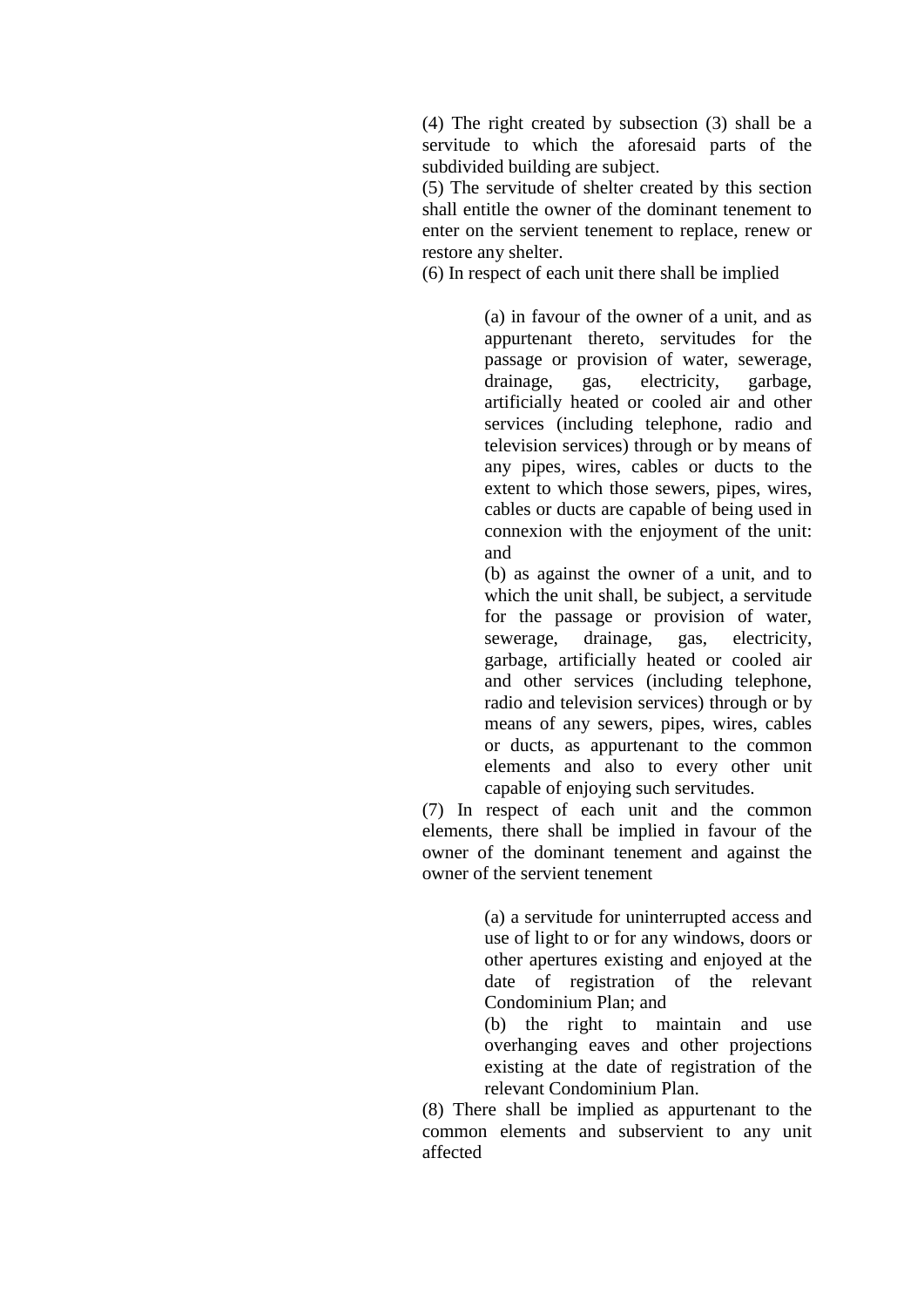(4) The right created by subsection (3) shall be a servitude to which the aforesaid parts of the subdivided building are subject.

(5) The servitude of shelter created by this section shall entitle the owner of the dominant tenement to enter on the servient tenement to replace, renew or restore any shelter.

(6) In respect of each unit there shall be implied

> (a) in favour of the owner of a unit, and as appurtenant thereto, servitudes for the passage or provision of water, sewerage, drainage, gas, electricity, garbage, artificially heated or cooled air and other services (including telephone, radio and television services) through or by means of any pipes, wires, cables or ducts to the extent to which those sewers, pipes, wires, cables or ducts are capable of being used in connexion with the enjoyment of the unit: and
>
> (b) as against the owner of a unit, and to which the unit shall, be subject, a servitude for the passage or provision of water, sewerage, drainage, gas, electricity, garbage, artificially heated or cooled air and other services (including telephone, radio and television services) through or by means of any sewers, pipes, wires, cables or ducts, as appurtenant to the common elements and also to every other unit capable of enjoying such servitudes.

(7) In respect of each unit and the common elements, there shall be implied in favour of the owner of the dominant tenement and against the owner of the servient tenement

> (a) a servitude for uninterrupted access and use of light to or for any windows, doors or other apertures existing and enjoyed at the date of registration of the relevant Condominium Plan; and
>
> (b) the right to maintain and use overhanging eaves and other projections existing at the date of registration of the relevant Condominium Plan.

(8) There shall be implied as appurtenant to the common elements and subservient to any unit affected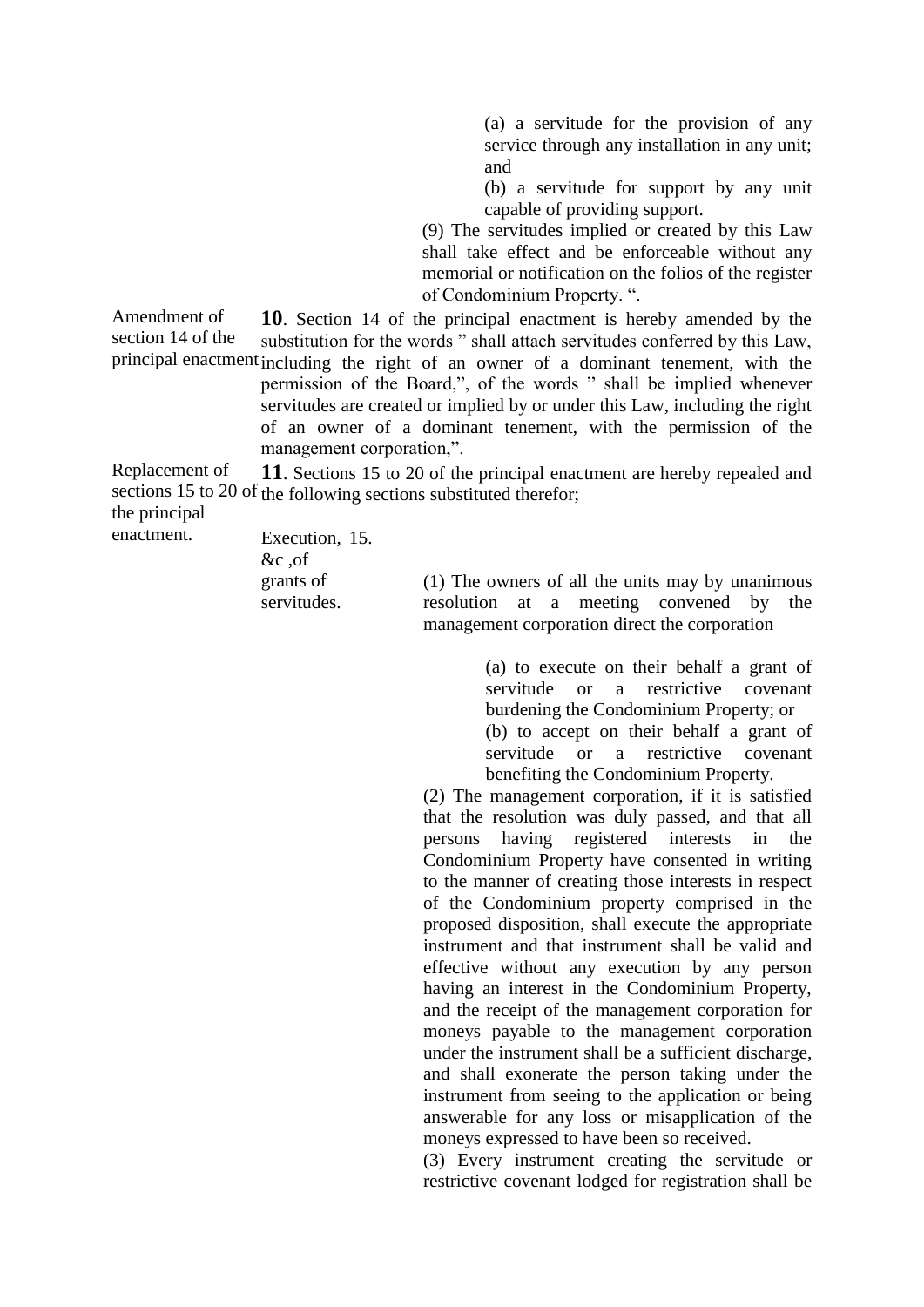(a) a servitude for the provision of any service through any installation in any unit; and

(b) a servitude for support by any unit capable of providing support.

(9) The servitudes implied or created by this Law shall take effect and be enforceable without any memorial or notification on the folios of the register of Condominium Property. ".

Amendment of section 14 of the principal enactment

**10**. Section 14 of the principal enactment is hereby amended by the substitution for the words " shall attach servitudes conferred by this Law, including the right of an owner of a dominant tenement, with the permission of the Board,", of the words " shall be implied whenever servitudes are created or implied by or under this Law, including the right of an owner of a dominant tenement, with the permission of the management corporation,".

Replacement of sections 15 to 20 of the principal enactment.

**11**. Sections 15 to 20 of the principal enactment are hereby repealed and the following sections substituted therefor;

Execution, &c ,of grants of servitudes.

15. (1) The owners of all the units may by unanimous resolution at a meeting convened by the management corporation direct the corporation

(a) to execute on their behalf a grant of servitude or a restrictive covenant burdening the Condominium Property; or

(b) to accept on their behalf a grant of servitude or a restrictive covenant benefiting the Condominium Property.

(2) The management corporation, if it is satisfied that the resolution was duly passed, and that all persons having registered interests in the Condominium Property have consented in writing to the manner of creating those interests in respect of the Condominium property comprised in the proposed disposition, shall execute the appropriate instrument and that instrument shall be valid and effective without any execution by any person having an interest in the Condominium Property, and the receipt of the management corporation for moneys payable to the management corporation under the instrument shall be a sufficient discharge, and shall exonerate the person taking under the instrument from seeing to the application or being answerable for any loss or misapplication of the moneys expressed to have been so received.

(3) Every instrument creating the servitude or restrictive covenant lodged for registration shall be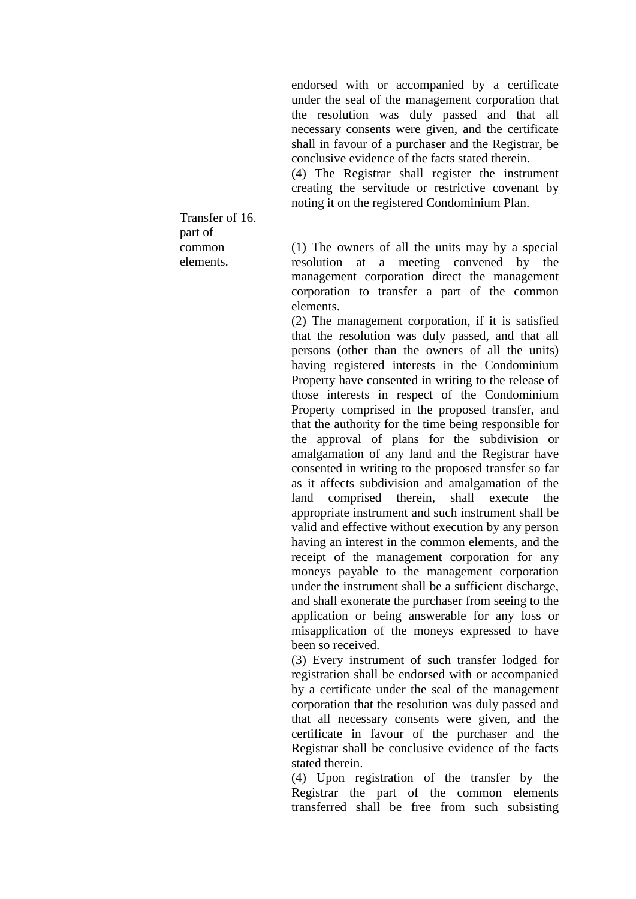endorsed with or accompanied by a certificate under the seal of the management corporation that the resolution was duly passed and that all necessary consents were given, and the certificate shall in favour of a purchaser and the Registrar, be conclusive evidence of the facts stated therein.

(4) The Registrar shall register the instrument creating the servitude or restrictive covenant by noting it on the registered Condominium Plan.

**16. Transfer of part of common elements.**

(1) The owners of all the units may by a special resolution at a meeting convened by the management corporation direct the management corporation to transfer a part of the common elements.

(2) The management corporation, if it is satisfied that the resolution was duly passed, and that all persons (other than the owners of all the units) having registered interests in the Condominium Property have consented in writing to the release of those interests in respect of the Condominium Property comprised in the proposed transfer, and that the authority for the time being responsible for the approval of plans for the subdivision or amalgamation of any land and the Registrar have consented in writing to the proposed transfer so far as it affects subdivision and amalgamation of the land comprised therein, shall execute the appropriate instrument and such instrument shall be valid and effective without execution by any person having an interest in the common elements, and the receipt of the management corporation for any moneys payable to the management corporation under the instrument shall be a sufficient discharge, and shall exonerate the purchaser from seeing to the application or being answerable for any loss or misapplication of the moneys expressed to have been so received.

(3) Every instrument of such transfer lodged for registration shall be endorsed with or accompanied by a certificate under the seal of the management corporation that the resolution was duly passed and that all necessary consents were given, and the certificate in favour of the purchaser and the Registrar shall be conclusive evidence of the facts stated therein.

(4) Upon registration of the transfer by the Registrar the part of the common elements transferred shall be free from such subsisting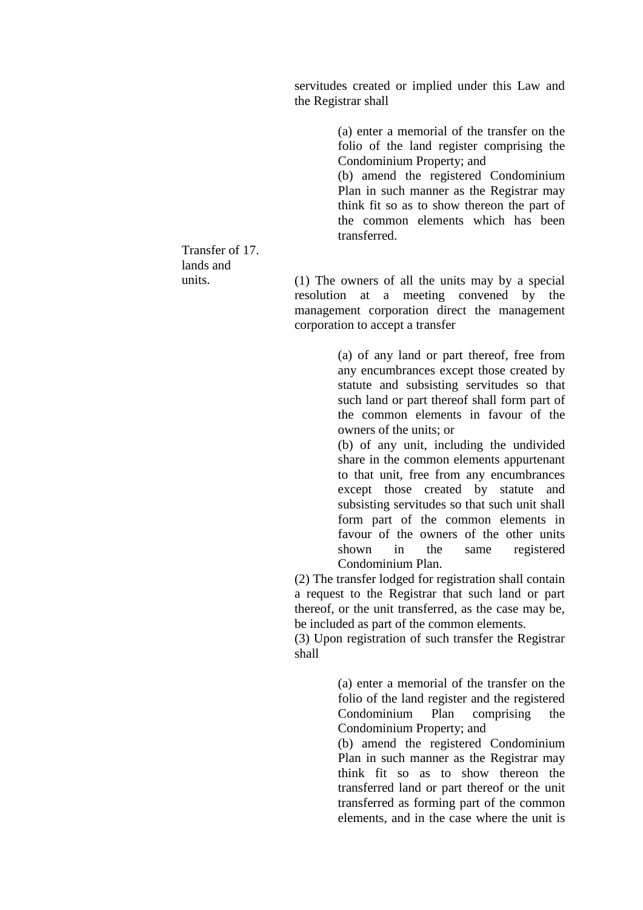servitudes created or implied under this Law and the Registrar shall

(a) enter a memorial of the transfer on the folio of the land register comprising the Condominium Property; and

(b) amend the registered Condominium Plan in such manner as the Registrar may think fit so as to show thereon the part of the common elements which has been transferred.

Transfer of lands and units.

17.

(1) The owners of all the units may by a special resolution at a meeting convened by the management corporation direct the management corporation to accept a transfer

(a) of any land or part thereof, free from any encumbrances except those created by statute and subsisting servitudes so that such land or part thereof shall form part of the common elements in favour of the owners of the units; or

(b) of any unit, including the undivided share in the common elements appurtenant to that unit, free from any encumbrances except those created by statute and subsisting servitudes so that such unit shall form part of the common elements in favour of the owners of the other units shown in the same registered Condominium Plan.

(2) The transfer lodged for registration shall contain a request to the Registrar that such land or part thereof, or the unit transferred, as the case may be, be included as part of the common elements.

(3) Upon registration of such transfer the Registrar shall

(a) enter a memorial of the transfer on the folio of the land register and the registered Condominium Plan comprising the Condominium Property; and

(b) amend the registered Condominium Plan in such manner as the Registrar may think fit so as to show thereon the transferred land or part thereof or the unit transferred as forming part of the common elements, and in the case where the unit is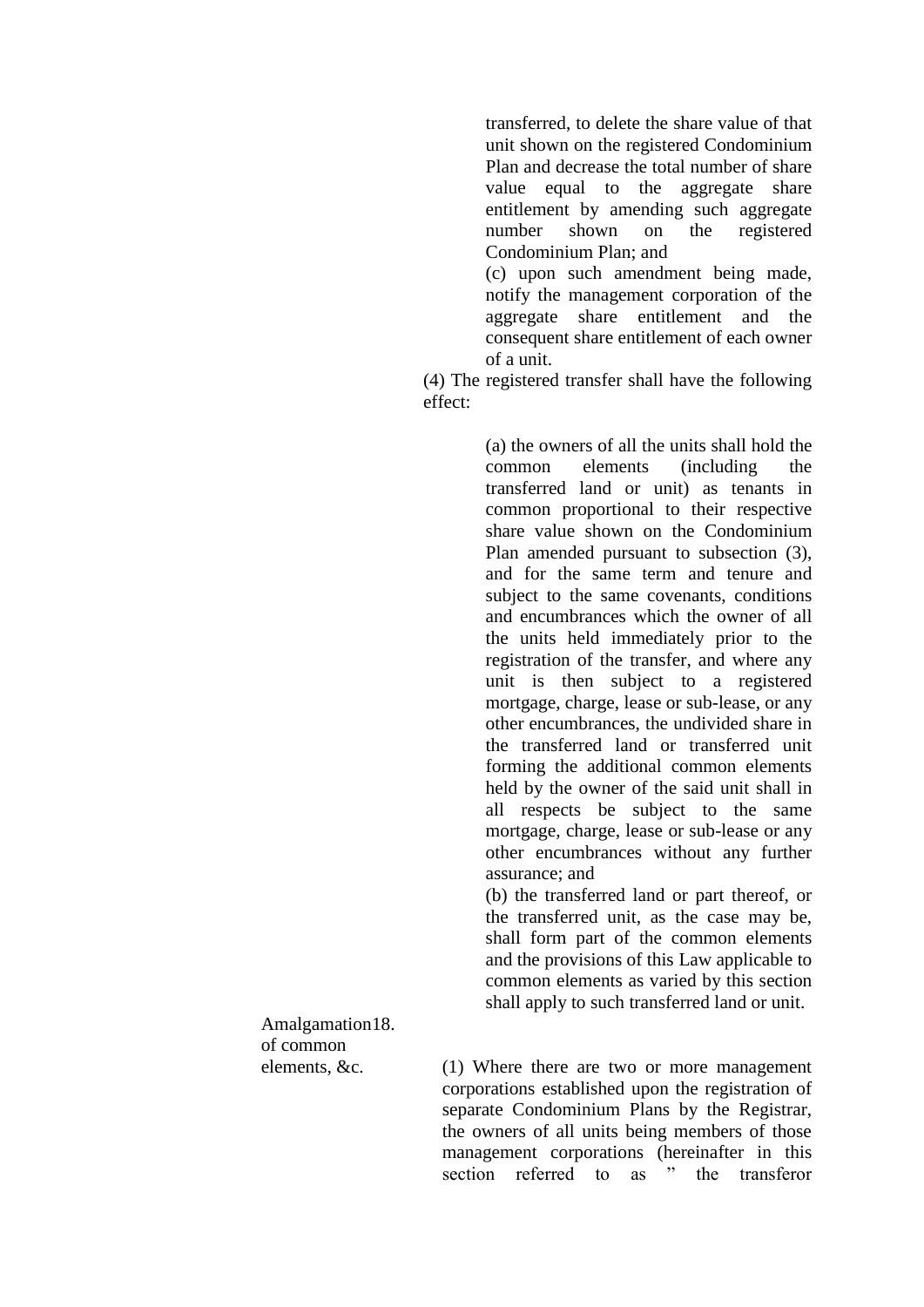transferred, to delete the share value of that unit shown on the registered Condominium Plan and decrease the total number of share value equal to the aggregate share entitlement by amending such aggregate number shown on the registered Condominium Plan; and

(c) upon such amendment being made, notify the management corporation of the aggregate share entitlement and the consequent share entitlement of each owner of a unit.

(4) The registered transfer shall have the following effect:

(a) the owners of all the units shall hold the common elements (including the transferred land or unit) as tenants in common proportional to their respective share value shown on the Condominium Plan amended pursuant to subsection (3), and for the same term and tenure and subject to the same covenants, conditions and encumbrances which the owner of all the units held immediately prior to the registration of the transfer, and where any unit is then subject to a registered mortgage, charge, lease or sub-lease, or any other encumbrances, the undivided share in the transferred land or transferred unit forming the additional common elements held by the owner of the said unit shall in all respects be subject to the same mortgage, charge, lease or sub-lease or any other encumbrances without any further assurance; and

(b) the transferred land or part thereof, or the transferred unit, as the case may be, shall form part of the common elements and the provisions of this Law applicable to common elements as varied by this section shall apply to such transferred land or unit.

Amalgamation of common elements, &c.

18. (1) Where there are two or more management corporations established upon the registration of separate Condominium Plans by the Registrar, the owners of all units being members of those management corporations (hereinafter in this section referred to as " the transferor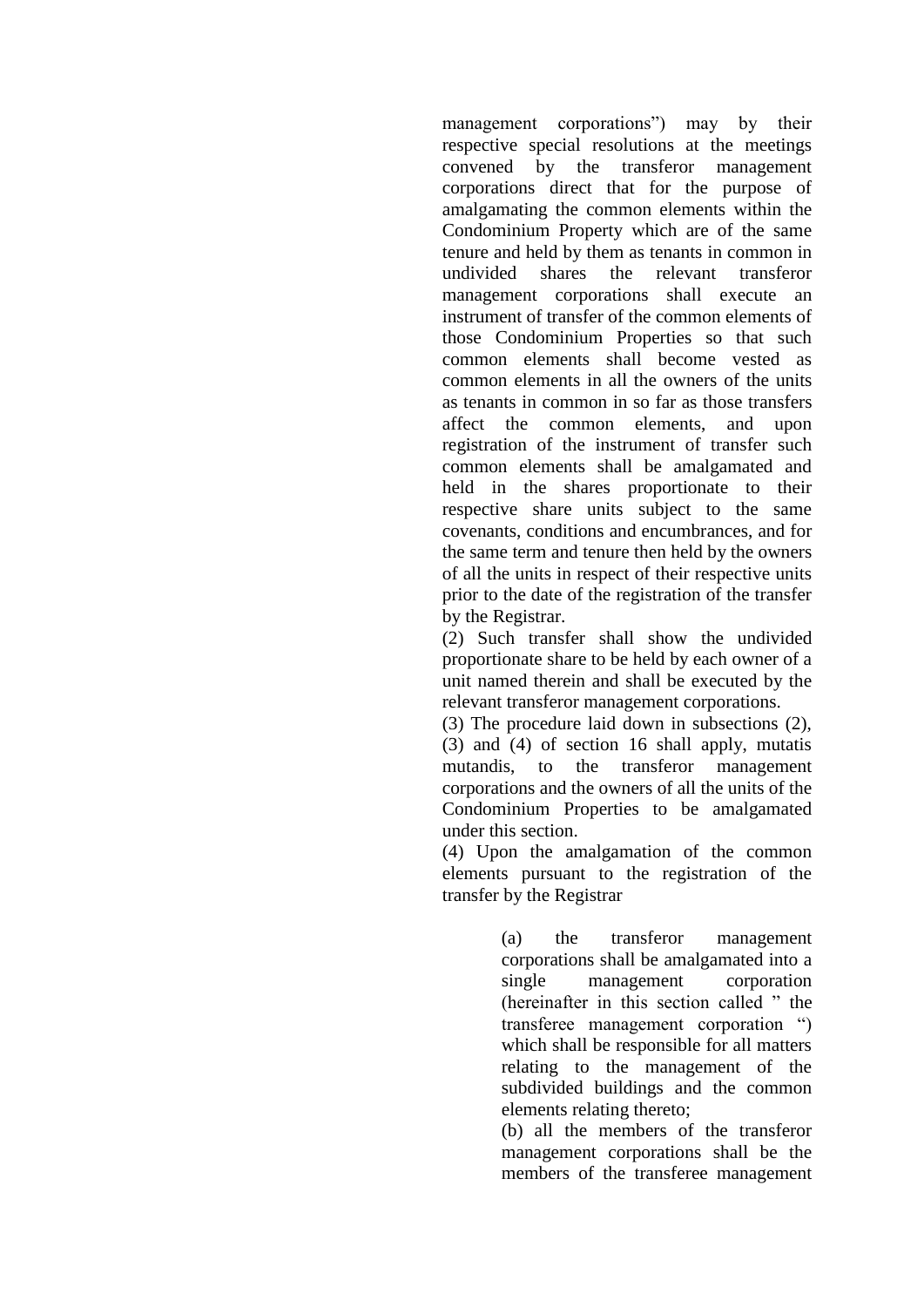management corporations") may by their respective special resolutions at the meetings convened by the transferor management corporations direct that for the purpose of amalgamating the common elements within the Condominium Property which are of the same tenure and held by them as tenants in common in undivided shares the relevant transferor management corporations shall execute an instrument of transfer of the common elements of those Condominium Properties so that such common elements shall become vested as common elements in all the owners of the units as tenants in common in so far as those transfers affect the common elements, and upon registration of the instrument of transfer such common elements shall be amalgamated and held in the shares proportionate to their respective share units subject to the same covenants, conditions and encumbrances, and for the same term and tenure then held by the owners of all the units in respect of their respective units prior to the date of the registration of the transfer by the Registrar.

(2) Such transfer shall show the undivided proportionate share to be held by each owner of a unit named therein and shall be executed by the relevant transferor management corporations.

(3) The procedure laid down in subsections (2), (3) and (4) of section 16 shall apply, mutatis mutandis, to the transferor management corporations and the owners of all the units of the Condominium Properties to be amalgamated under this section.

(4) Upon the amalgamation of the common elements pursuant to the registration of the transfer by the Registrar

(a) the transferor management corporations shall be amalgamated into a single management corporation (hereinafter in this section called " the transferee management corporation ") which shall be responsible for all matters relating to the management of the subdivided buildings and the common elements relating thereto;

(b) all the members of the transferor management corporations shall be the members of the transferee management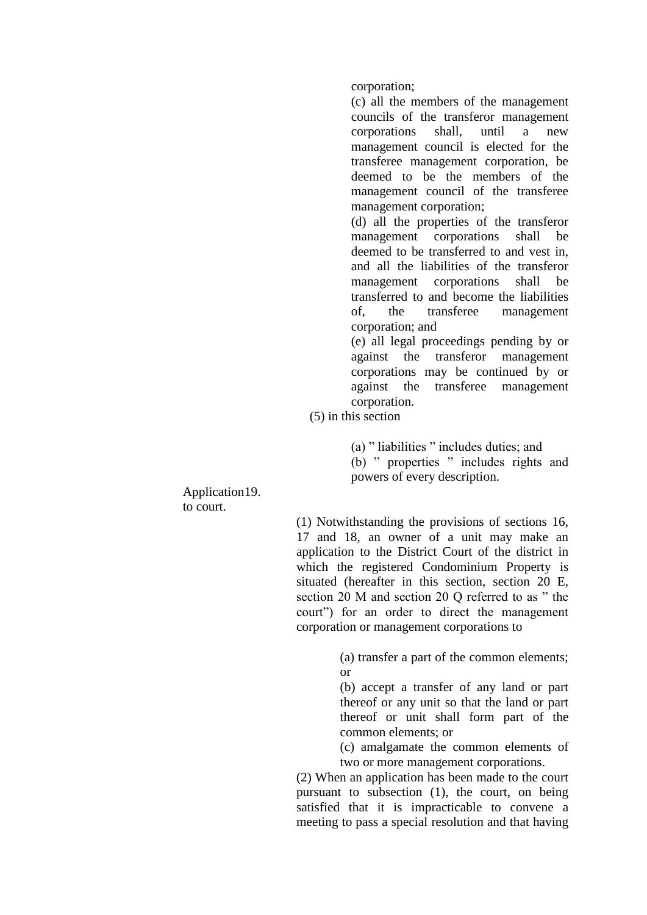corporation;

(c) all the members of the management councils of the transferor management corporations shall, until a new management council is elected for the transferee management corporation, be deemed to be the members of the management council of the transferee management corporation;

(d) all the properties of the transferor management corporations shall be deemed to be transferred to and vest in, and all the liabilities of the transferor management corporations shall be transferred to and become the liabilities of, the transferee management corporation; and

(e) all legal proceedings pending by or against the transferor management corporations may be continued by or against the transferee management corporation.

(5) in this section

(a) " liabilities " includes duties; and

(b) " properties " includes rights and powers of every description.

**19. Application to court.**

(1) Notwithstanding the provisions of sections 16, 17 and 18, an owner of a unit may make an application to the District Court of the district in which the registered Condominium Property is situated (hereafter in this section, section 20 E, section 20 M and section 20 Q referred to as " the court") for an order to direct the management corporation or management corporations to

(a) transfer a part of the common elements; or

(b) accept a transfer of any land or part thereof or any unit so that the land or part thereof or unit shall form part of the common elements; or

(c) amalgamate the common elements of two or more management corporations.

(2) When an application has been made to the court pursuant to subsection (1), the court, on being satisfied that it is impracticable to convene a meeting to pass a special resolution and that having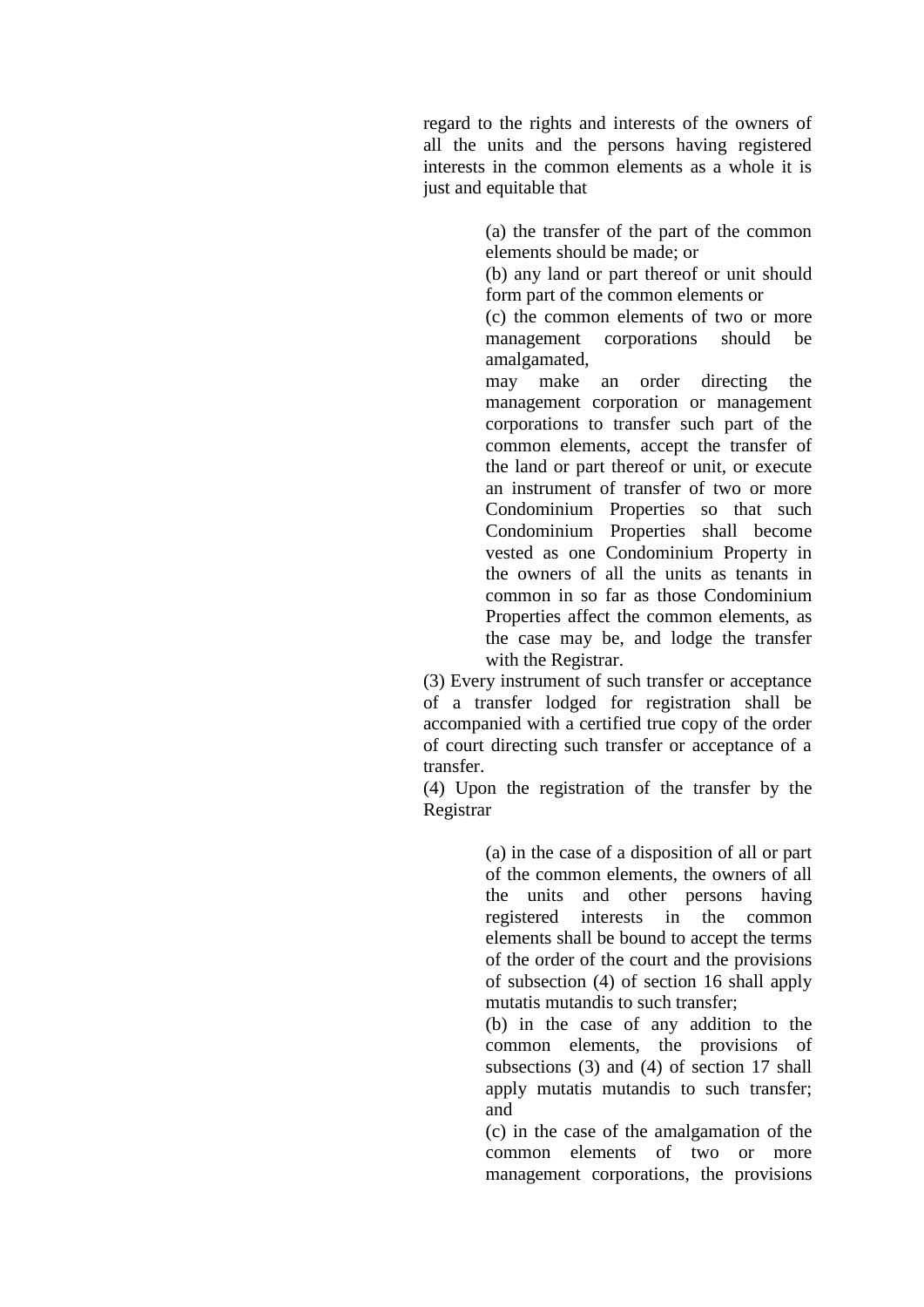regard to the rights and interests of the owners of all the units and the persons having registered interests in the common elements as a whole it is just and equitable that

> (a) the transfer of the part of the common elements should be made; or
>
> (b) any land or part thereof or unit should form part of the common elements or
>
> (c) the common elements of two or more management corporations should be amalgamated,
>
> may make an order directing the management corporation or management corporations to transfer such part of the common elements, accept the transfer of the land or part thereof or unit, or execute an instrument of transfer of two or more Condominium Properties so that such Condominium Properties shall become vested as one Condominium Property in the owners of all the units as tenants in common in so far as those Condominium Properties affect the common elements, as the case may be, and lodge the transfer with the Registrar.

(3) Every instrument of such transfer or acceptance of a transfer lodged for registration shall be accompanied with a certified true copy of the order of court directing such transfer or acceptance of a transfer.

(4) Upon the registration of the transfer by the Registrar

> (a) in the case of a disposition of all or part of the common elements, the owners of all the units and other persons having registered interests in the common elements shall be bound to accept the terms of the order of the court and the provisions of subsection (4) of section 16 shall apply mutatis mutandis to such transfer;
>
> (b) in the case of any addition to the common elements, the provisions of subsections (3) and (4) of section 17 shall apply mutatis mutandis to such transfer; and
>
> (c) in the case of the amalgamation of the common elements of two or more management corporations, the provisions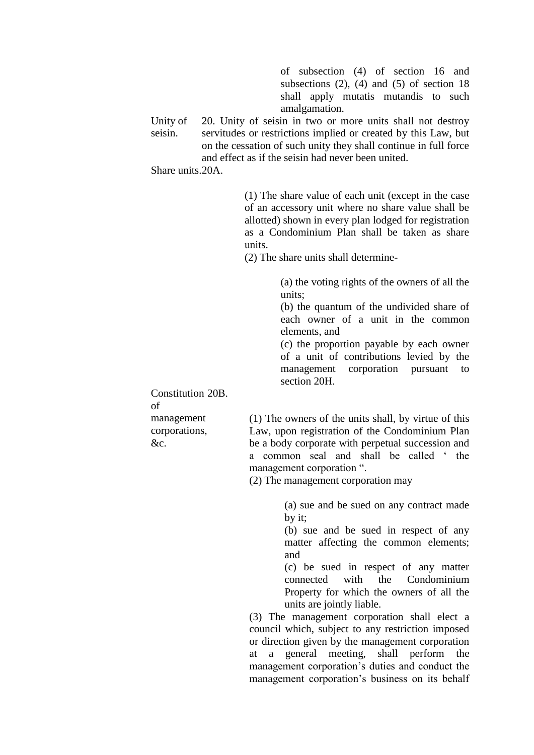of subsection (4) of section 16 and subsections (2), (4) and (5) of section 18 shall apply mutatis mutandis to such amalgamation.

Unity of seisin.

20. Unity of seisin in two or more units shall not destroy servitudes or restrictions implied or created by this Law, but on the cessation of such unity they shall continue in full force and effect as if the seisin had never been united.

Share units.

20A.

(1) The share value of each unit (except in the case of an accessory unit where no share value shall be allotted) shown in every plan lodged for registration as a Condominium Plan shall be taken as share units.

(2) The share units shall determine-

(a) the voting rights of the owners of all the units;

(b) the quantum of the undivided share of each owner of a unit in the common elements, and

(c) the proportion payable by each owner of a unit of contributions levied by the management corporation pursuant to section 20H.

Constitution of management corporations, &c.

20B.

(1) The owners of the units shall, by virtue of this Law, upon registration of the Condominium Plan be a body corporate with perpetual succession and a common seal and shall be called ' the management corporation ".

(2) The management corporation may

(a) sue and be sued on any contract made by it;

(b) sue and be sued in respect of any matter affecting the common elements; and

(c) be sued in respect of any matter connected with the Condominium Property for which the owners of all the units are jointly liable.

(3) The management corporation shall elect a council which, subject to any restriction imposed or direction given by the management corporation at a general meeting, shall perform the management corporation's duties and conduct the management corporation's business on its behalf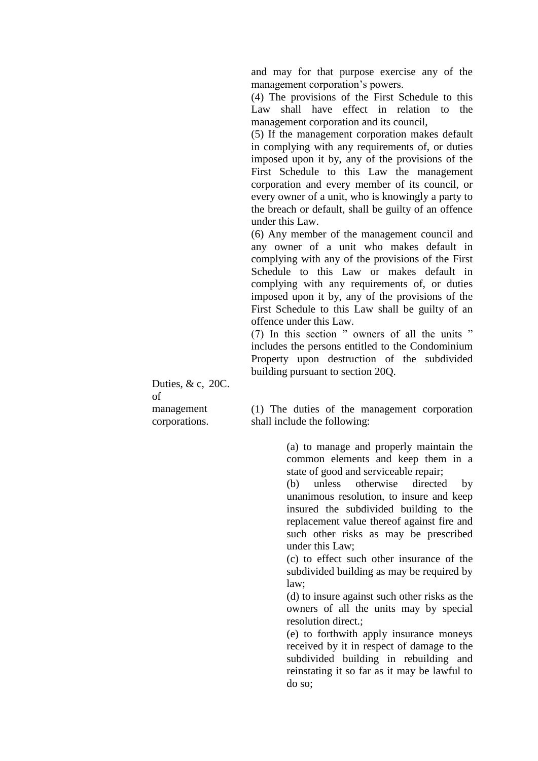and may for that purpose exercise any of the management corporation's powers.

(4) The provisions of the First Schedule to this Law shall have effect in relation to the management corporation and its council,

(5) If the management corporation makes default in complying with any requirements of, or duties imposed upon it by, any of the provisions of the First Schedule to this Law the management corporation and every member of its council, or every owner of a unit, who is knowingly a party to the breach or default, shall be guilty of an offence under this Law.

(6) Any member of the management council and any owner of a unit who makes default in complying with any of the provisions of the First Schedule to this Law or makes default in complying with any requirements of, or duties imposed upon it by, any of the provisions of the First Schedule to this Law shall be guilty of an offence under this Law.

(7) In this section " owners of all the units " includes the persons entitled to the Condominium Property upon destruction of the subdivided building pursuant to section 20Q.

**Duties, & c, of management corporations.**

**20C.** (1) The duties of the management corporation shall include the following:

(a) to manage and properly maintain the common elements and keep them in a state of good and serviceable repair;

(b) unless otherwise directed by unanimous resolution, to insure and keep insured the subdivided building to the replacement value thereof against fire and such other risks as may be prescribed under this Law;

(c) to effect such other insurance of the subdivided building as may be required by law;

(d) to insure against such other risks as the owners of all the units may by special resolution direct.;

(e) to forthwith apply insurance moneys received by it in respect of damage to the subdivided building in rebuilding and reinstating it so far as it may be lawful to do so;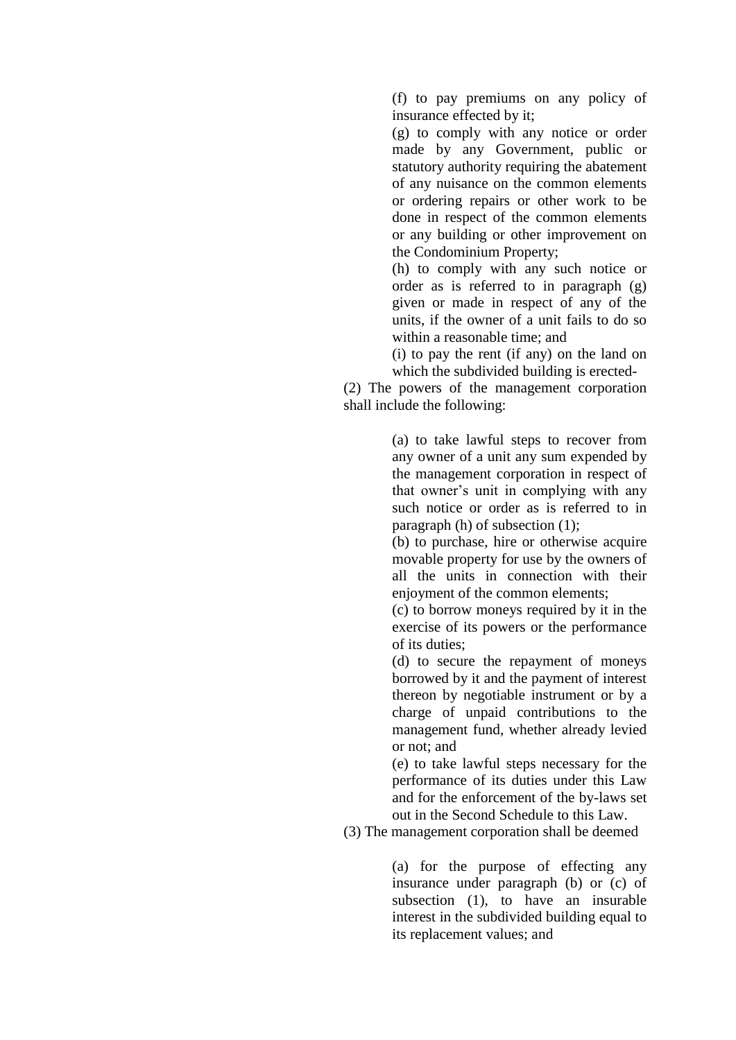(f) to pay premiums on any policy of insurance effected by it;

(g) to comply with any notice or order made by any Government, public or statutory authority requiring the abatement of any nuisance on the common elements or ordering repairs or other work to be done in respect of the common elements or any building or other improvement on the Condominium Property;

(h) to comply with any such notice or order as is referred to in paragraph (g) given or made in respect of any of the units, if the owner of a unit fails to do so within a reasonable time; and

(i) to pay the rent (if any) on the land on which the subdivided building is erected-

(2) The powers of the management corporation shall include the following:

(a) to take lawful steps to recover from any owner of a unit any sum expended by the management corporation in respect of that owner's unit in complying with any such notice or order as is referred to in paragraph (h) of subsection (1);

(b) to purchase, hire or otherwise acquire movable property for use by the owners of all the units in connection with their enjoyment of the common elements;

(c) to borrow moneys required by it in the exercise of its powers or the performance of its duties;

(d) to secure the repayment of moneys borrowed by it and the payment of interest thereon by negotiable instrument or by a charge of unpaid contributions to the management fund, whether already levied or not; and

(e) to take lawful steps necessary for the performance of its duties under this Law and for the enforcement of the by-laws set out in the Second Schedule to this Law.

(3) The management corporation shall be deemed

(a) for the purpose of effecting any insurance under paragraph (b) or (c) of subsection (1), to have an insurable interest in the subdivided building equal to its replacement values; and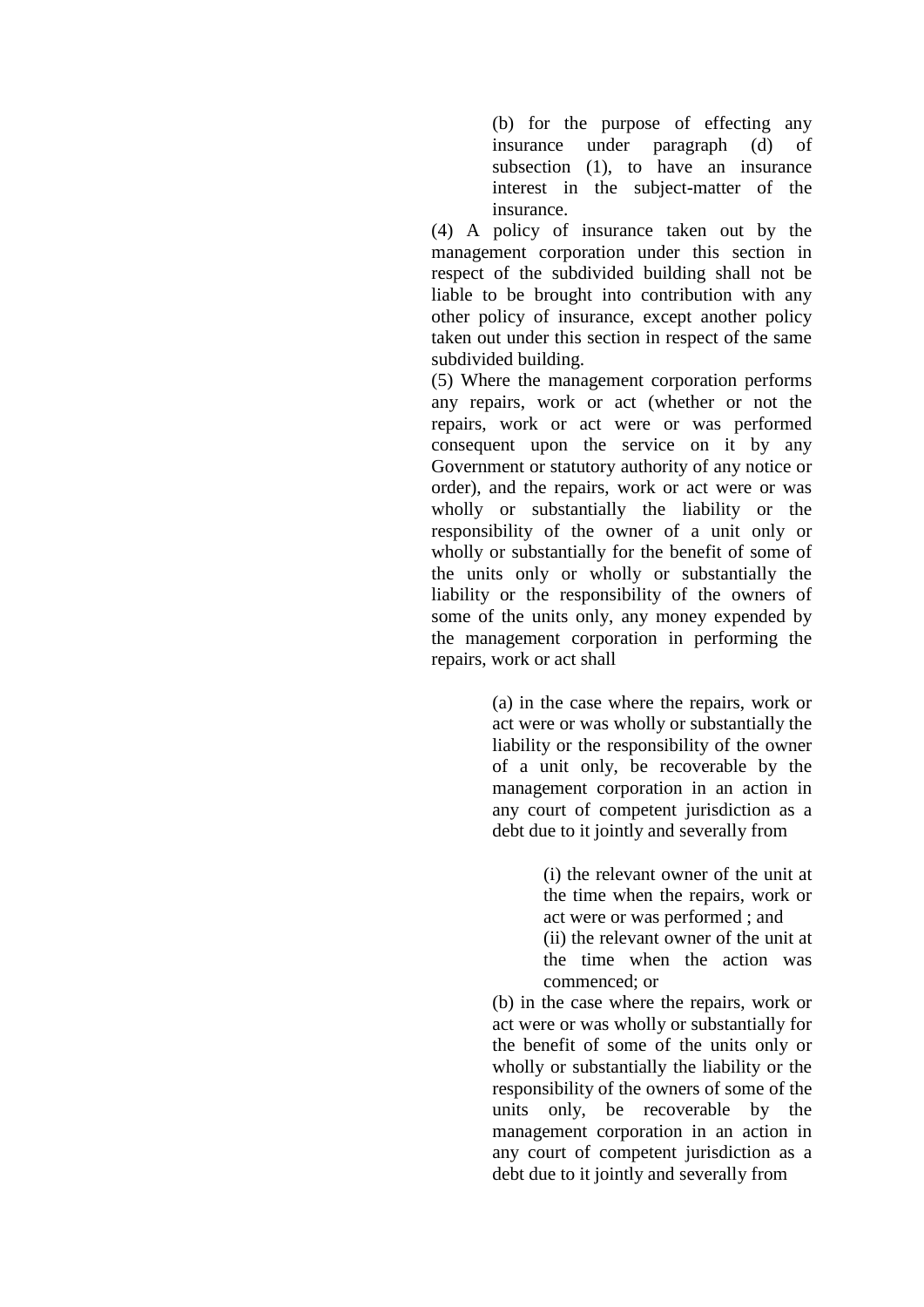(b) for the purpose of effecting any insurance under paragraph (d) of subsection (1), to have an insurance interest in the subject-matter of the insurance.

(4) A policy of insurance taken out by the management corporation under this section in respect of the subdivided building shall not be liable to be brought into contribution with any other policy of insurance, except another policy taken out under this section in respect of the same subdivided building.

(5) Where the management corporation performs any repairs, work or act (whether or not the repairs, work or act were or was performed consequent upon the service on it by any Government or statutory authority of any notice or order), and the repairs, work or act were or was wholly or substantially the liability or the responsibility of the owner of a unit only or wholly or substantially for the benefit of some of the units only or wholly or substantially the liability or the responsibility of the owners of some of the units only, any money expended by the management corporation in performing the repairs, work or act shall

(a) in the case where the repairs, work or act were or was wholly or substantially the liability or the responsibility of the owner of a unit only, be recoverable by the management corporation in an action in any court of competent jurisdiction as a debt due to it jointly and severally from

(i) the relevant owner of the unit at the time when the repairs, work or act were or was performed ; and

(ii) the relevant owner of the unit at the time when the action was commenced; or

(b) in the case where the repairs, work or act were or was wholly or substantially for the benefit of some of the units only or wholly or substantially the liability or the responsibility of the owners of some of the units only, be recoverable by the management corporation in an action in any court of competent jurisdiction as a debt due to it jointly and severally from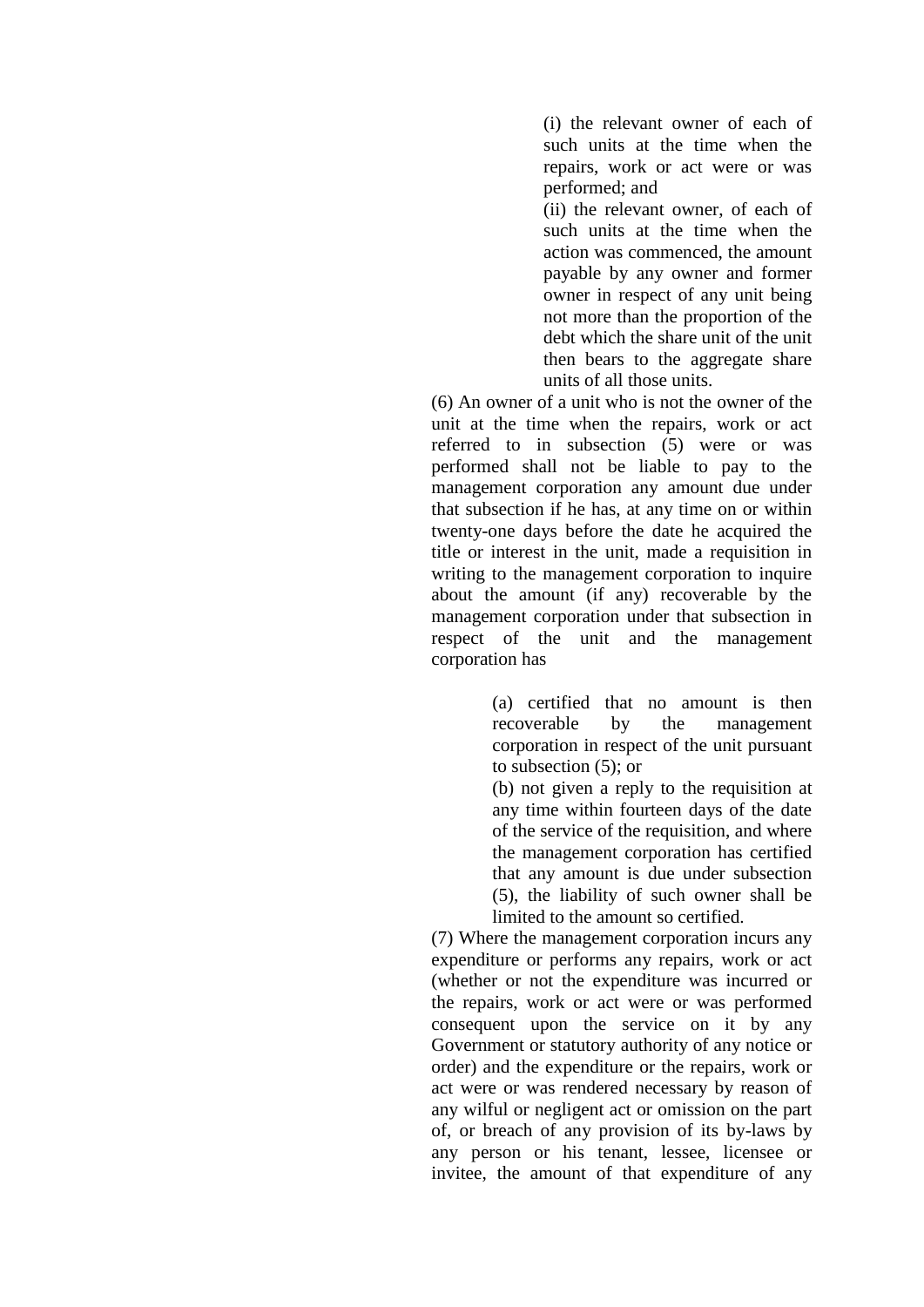(i) the relevant owner of each of such units at the time when the repairs, work or act were or was performed; and

(ii) the relevant owner, of each of such units at the time when the action was commenced, the amount payable by any owner and former owner in respect of any unit being not more than the proportion of the debt which the share unit of the unit then bears to the aggregate share units of all those units.

(6) An owner of a unit who is not the owner of the unit at the time when the repairs, work or act referred to in subsection (5) were or was performed shall not be liable to pay to the management corporation any amount due under that subsection if he has, at any time on or within twenty-one days before the date he acquired the title or interest in the unit, made a requisition in writing to the management corporation to inquire about the amount (if any) recoverable by the management corporation under that subsection in respect of the unit and the management corporation has

(a) certified that no amount is then recoverable by the management corporation in respect of the unit pursuant to subsection (5); or

(b) not given a reply to the requisition at any time within fourteen days of the date of the service of the requisition, and where the management corporation has certified that any amount is due under subsection (5), the liability of such owner shall be limited to the amount so certified.

(7) Where the management corporation incurs any expenditure or performs any repairs, work or act (whether or not the expenditure was incurred or the repairs, work or act were or was performed consequent upon the service on it by any Government or statutory authority of any notice or order) and the expenditure or the repairs, work or act were or was rendered necessary by reason of any wilful or negligent act or omission on the part of, or breach of any provision of its by-laws by any person or his tenant, lessee, licensee or invitee, the amount of that expenditure of any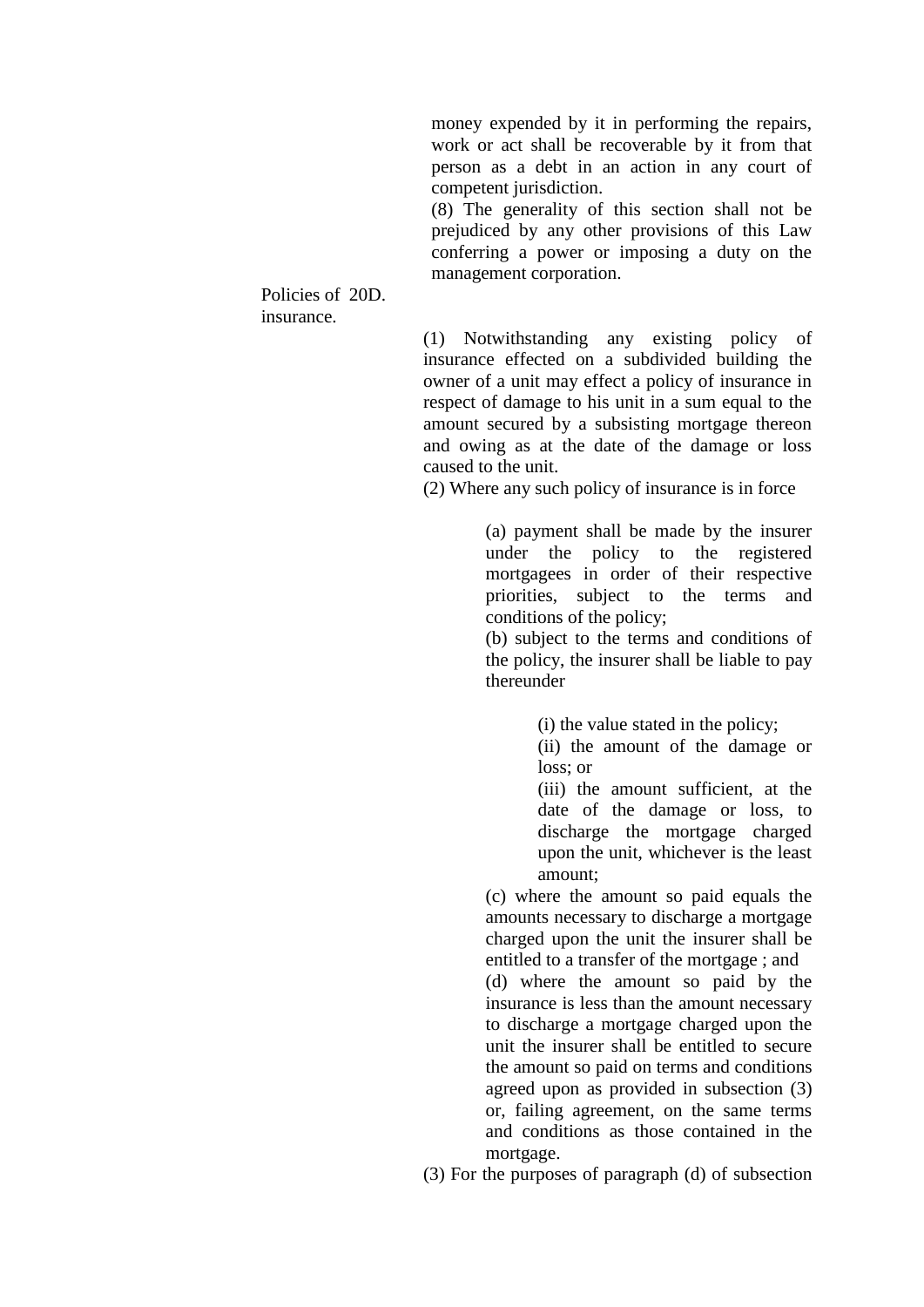money expended by it in performing the repairs, work or act shall be recoverable by it from that person as a debt in an action in any court of competent jurisdiction.

(8) The generality of this section shall not be prejudiced by any other provisions of this Law conferring a power or imposing a duty on the management corporation.

Policies of insurance. 20D.

(1) Notwithstanding any existing policy of insurance effected on a subdivided building the owner of a unit may effect a policy of insurance in respect of damage to his unit in a sum equal to the amount secured by a subsisting mortgage thereon and owing as at the date of the damage or loss caused to the unit.

(2) Where any such policy of insurance is in force

(a) payment shall be made by the insurer under the policy to the registered mortgagees in order of their respective priorities, subject to the terms and conditions of the policy;

(b) subject to the terms and conditions of the policy, the insurer shall be liable to pay thereunder

(i) the value stated in the policy;

(ii) the amount of the damage or loss; or

(iii) the amount sufficient, at the date of the damage or loss, to discharge the mortgage charged upon the unit, whichever is the least amount;

(c) where the amount so paid equals the amounts necessary to discharge a mortgage charged upon the unit the insurer shall be entitled to a transfer of the mortgage ; and

(d) where the amount so paid by the insurance is less than the amount necessary to discharge a mortgage charged upon the unit the insurer shall be entitled to secure the amount so paid on terms and conditions agreed upon as provided in subsection (3) or, failing agreement, on the same terms and conditions as those contained in the mortgage.

(3) For the purposes of paragraph (d) of subsection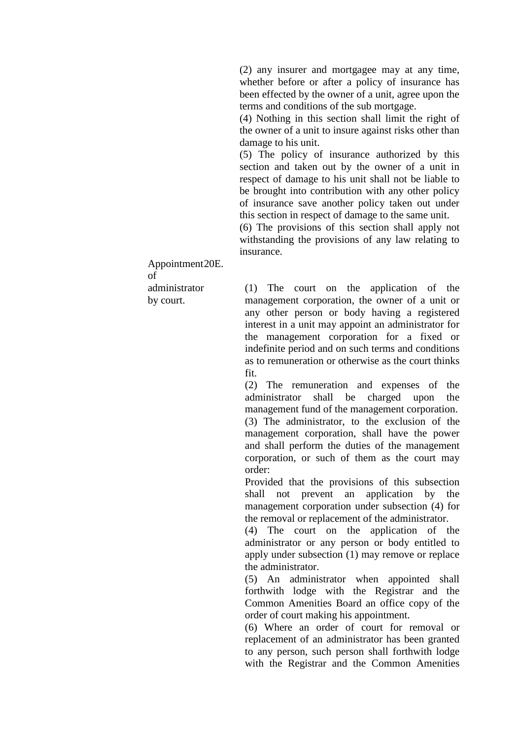(2) any insurer and mortgagee may at any time, whether before or after a policy of insurance has been effected by the owner of a unit, agree upon the terms and conditions of the sub mortgage.

(4) Nothing in this section shall limit the right of the owner of a unit to insure against risks other than damage to his unit.

(5) The policy of insurance authorized by this section and taken out by the owner of a unit in respect of damage to his unit shall not be liable to be brought into contribution with any other policy of insurance save another policy taken out under this section in respect of damage to the same unit.

(6) The provisions of this section shall apply not withstanding the provisions of any law relating to insurance.

**Appointment of administrator by court.**

**20E.**

(1) The court on the application of the management corporation, the owner of a unit or any other person or body having a registered interest in a unit may appoint an administrator for the management corporation for a fixed or indefinite period and on such terms and conditions as to remuneration or otherwise as the court thinks fit.

(2) The remuneration and expenses of the administrator shall be charged upon the management fund of the management corporation.

(3) The administrator, to the exclusion of the management corporation, shall have the power and shall perform the duties of the management corporation, or such of them as the court may order:

Provided that the provisions of this subsection shall not prevent an application by the management corporation under subsection (4) for the removal or replacement of the administrator.

(4) The court on the application of the administrator or any person or body entitled to apply under subsection (1) may remove or replace the administrator.

(5) An administrator when appointed shall forthwith lodge with the Registrar and the Common Amenities Board an office copy of the order of court making his appointment.

(6) Where an order of court for removal or replacement of an administrator has been granted to any person, such person shall forthwith lodge with the Registrar and the Common Amenities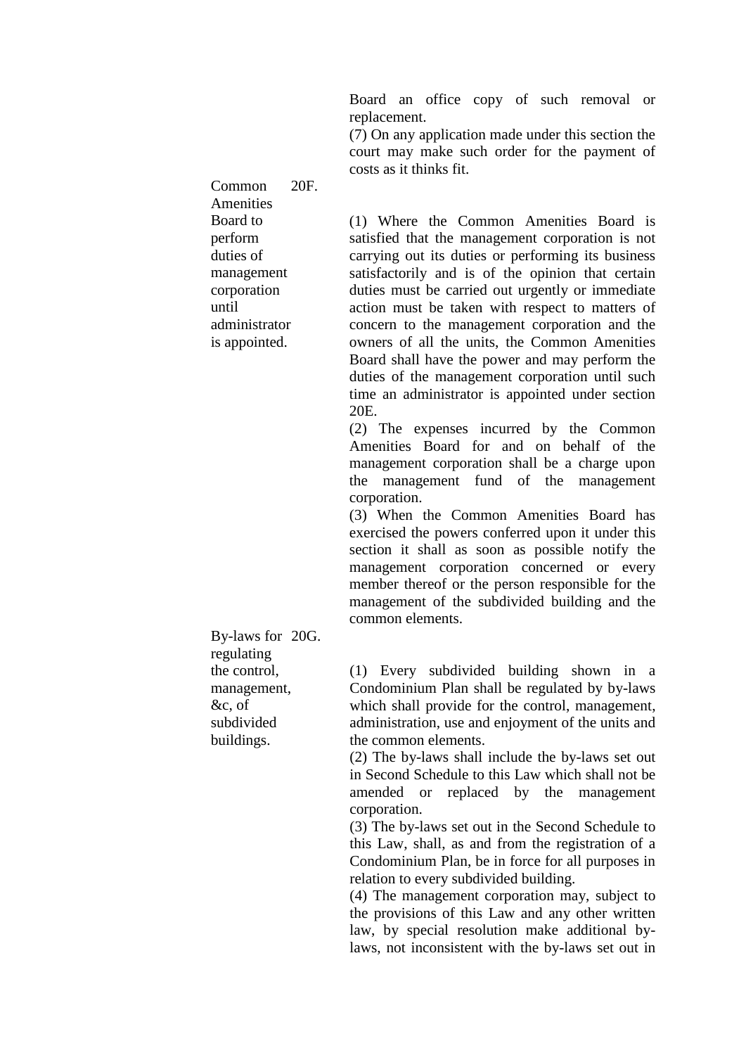Board an office copy of such removal or replacement.

(7) On any application made under this section the court may make such order for the payment of costs as it thinks fit.

**Common Amenities Board to perform duties of management corporation until administrator is appointed.**

**20F.** (1) Where the Common Amenities Board is satisfied that the management corporation is not carrying out its duties or performing its business satisfactorily and is of the opinion that certain duties must be carried out urgently or immediate action must be taken with respect to matters of concern to the management corporation and the owners of all the units, the Common Amenities Board shall have the power and may perform the duties of the management corporation until such time an administrator is appointed under section 20E.

(2) The expenses incurred by the Common Amenities Board for and on behalf of the management corporation shall be a charge upon the management fund of the management corporation.

(3) When the Common Amenities Board has exercised the powers conferred upon it under this section it shall as soon as possible notify the management corporation concerned or every member thereof or the person responsible for the management of the subdivided building and the common elements.

**By-laws for regulating the control, management, &c, of subdivided buildings.**

**20G.** (1) Every subdivided building shown in a Condominium Plan shall be regulated by by-laws which shall provide for the control, management, administration, use and enjoyment of the units and the common elements.

(2) The by-laws shall include the by-laws set out in Second Schedule to this Law which shall not be amended or replaced by the management corporation.

(3) The by-laws set out in the Second Schedule to this Law, shall, as and from the registration of a Condominium Plan, be in force for all purposes in relation to every subdivided building.

(4) The management corporation may, subject to the provisions of this Law and any other written law, by special resolution make additional by-laws, not inconsistent with the by-laws set out in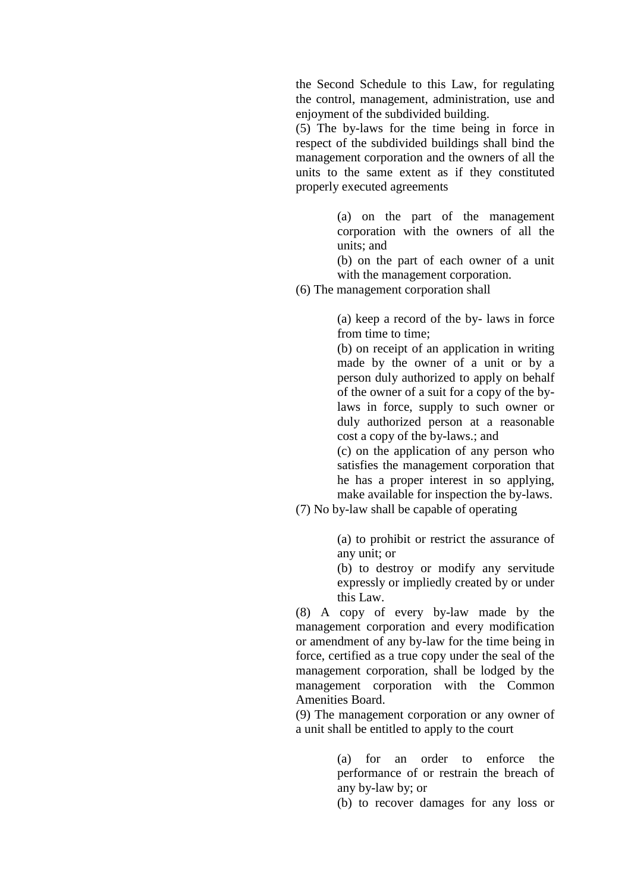the Second Schedule to this Law, for regulating the control, management, administration, use and enjoyment of the subdivided building.

(5) The by-laws for the time being in force in respect of the subdivided buildings shall bind the management corporation and the owners of all the units to the same extent as if they constituted properly executed agreements

> (a) on the part of the management corporation with the owners of all the units; and
>
> (b) on the part of each owner of a unit with the management corporation.

(6) The management corporation shall

> (a) keep a record of the by- laws in force from time to time;
>
> (b) on receipt of an application in writing made by the owner of a unit or by a person duly authorized to apply on behalf of the owner of a suit for a copy of the by-laws in force, supply to such owner or duly authorized person at a reasonable cost a copy of the by-laws.; and
>
> (c) on the application of any person who satisfies the management corporation that he has a proper interest in so applying, make available for inspection the by-laws.

(7) No by-law shall be capable of operating

> (a) to prohibit or restrict the assurance of any unit; or
>
> (b) to destroy or modify any servitude expressly or impliedly created by or under this Law.

(8) A copy of every by-law made by the management corporation and every modification or amendment of any by-law for the time being in force, certified as a true copy under the seal of the management corporation, shall be lodged by the management corporation with the Common Amenities Board.

(9) The management corporation or any owner of a unit shall be entitled to apply to the court

> (a) for an order to enforce the performance of or restrain the breach of any by-law by; or
>
> (b) to recover damages for any loss or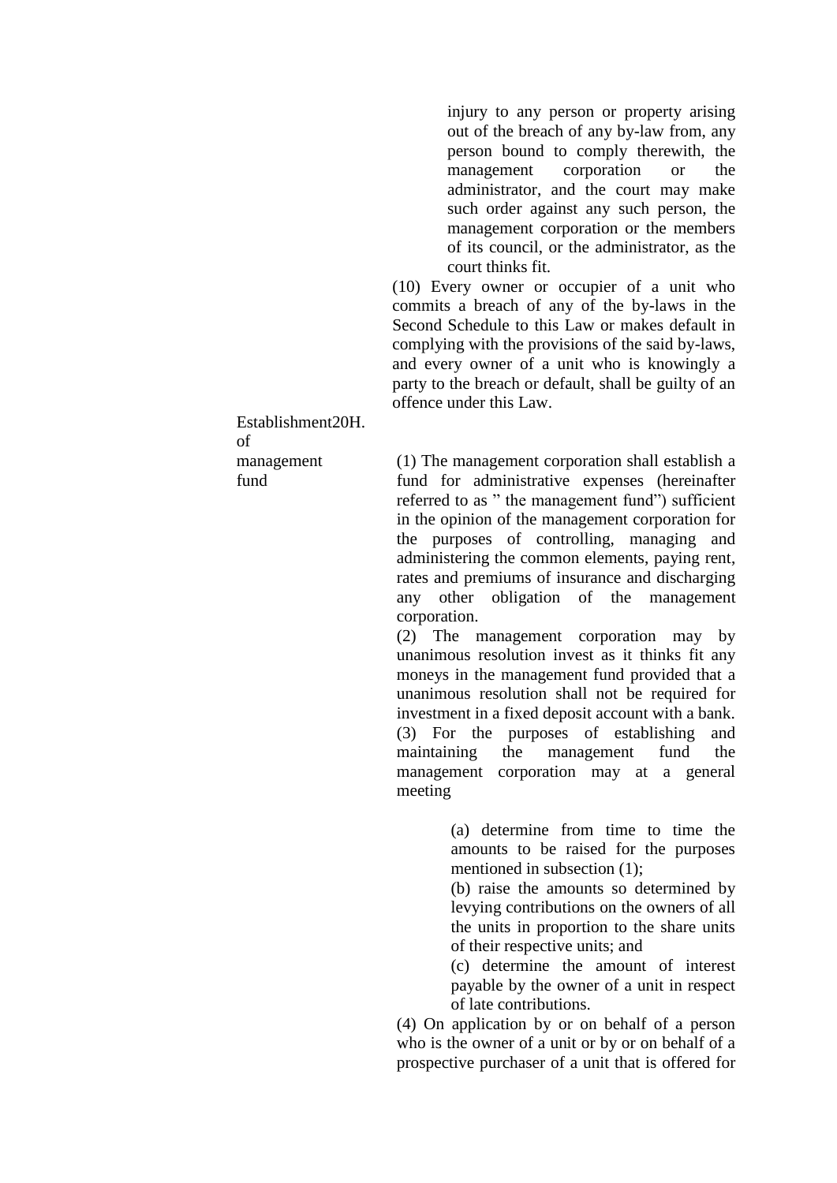injury to any person or property arising out of the breach of any by-law from, any person bound to comply therewith, the management corporation or the administrator, and the court may make such order against any such person, the management corporation or the members of its council, or the administrator, as the court thinks fit.

(10) Every owner or occupier of a unit who commits a breach of any of the by-laws in the Second Schedule to this Law or makes default in complying with the provisions of the said by-laws, and every owner of a unit who is knowingly a party to the breach or default, shall be guilty of an offence under this Law.

**Establishment of management fund**

**20H.**

(1) The management corporation shall establish a fund for administrative expenses (hereinafter referred to as " the management fund") sufficient in the opinion of the management corporation for the purposes of controlling, managing and administering the common elements, paying rent, rates and premiums of insurance and discharging any other obligation of the management corporation.

(2) The management corporation may by unanimous resolution invest as it thinks fit any moneys in the management fund provided that a unanimous resolution shall not be required for investment in a fixed deposit account with a bank.

(3) For the purposes of establishing and maintaining the management fund the management corporation may at a general meeting

(a) determine from time to time the amounts to be raised for the purposes mentioned in subsection (1);

(b) raise the amounts so determined by levying contributions on the owners of all the units in proportion to the share units of their respective units; and

(c) determine the amount of interest payable by the owner of a unit in respect of late contributions.

(4) On application by or on behalf of a person who is the owner of a unit or by or on behalf of a prospective purchaser of a unit that is offered for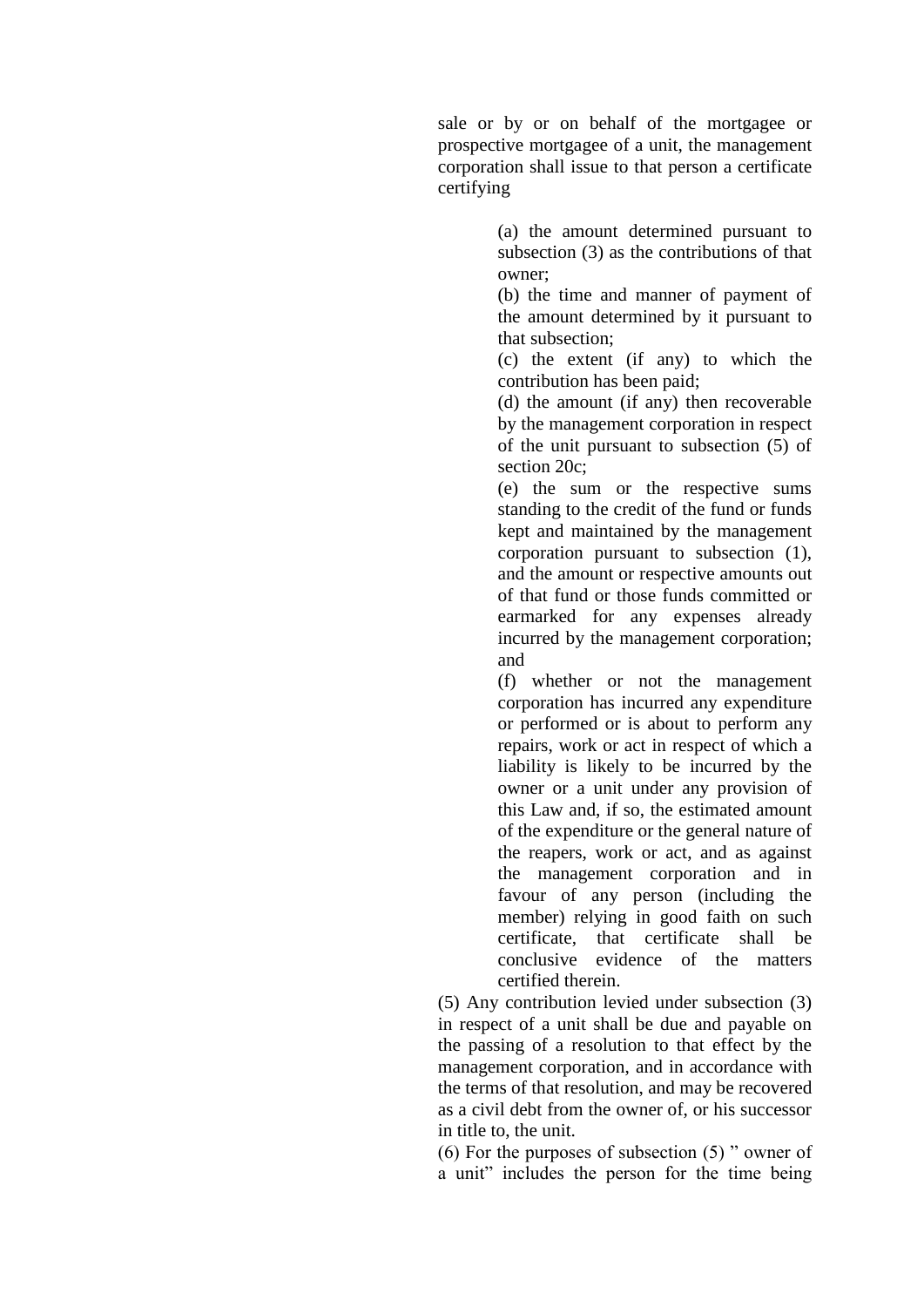sale or by or on behalf of the mortgagee or prospective mortgagee of a unit, the management corporation shall issue to that person a certificate certifying

> (a) the amount determined pursuant to subsection (3) as the contributions of that owner;
>
> (b) the time and manner of payment of the amount determined by it pursuant to that subsection;
>
> (c) the extent (if any) to which the contribution has been paid;
>
> (d) the amount (if any) then recoverable by the management corporation in respect of the unit pursuant to subsection (5) of section 20c;
>
> (e) the sum or the respective sums standing to the credit of the fund or funds kept and maintained by the management corporation pursuant to subsection (1), and the amount or respective amounts out of that fund or those funds committed or earmarked for any expenses already incurred by the management corporation; and
>
> (f) whether or not the management corporation has incurred any expenditure or performed or is about to perform any repairs, work or act in respect of which a liability is likely to be incurred by the owner or a unit under any provision of this Law and, if so, the estimated amount of the expenditure or the general nature of the reapers, work or act, and as against the management corporation and in favour of any person (including the member) relying in good faith on such certificate, that certificate shall be conclusive evidence of the matters certified therein.

(5) Any contribution levied under subsection (3) in respect of a unit shall be due and payable on the passing of a resolution to that effect by the management corporation, and in accordance with the terms of that resolution, and may be recovered as a civil debt from the owner of, or his successor in title to, the unit.

(6) For the purposes of subsection (5) " owner of a unit" includes the person for the time being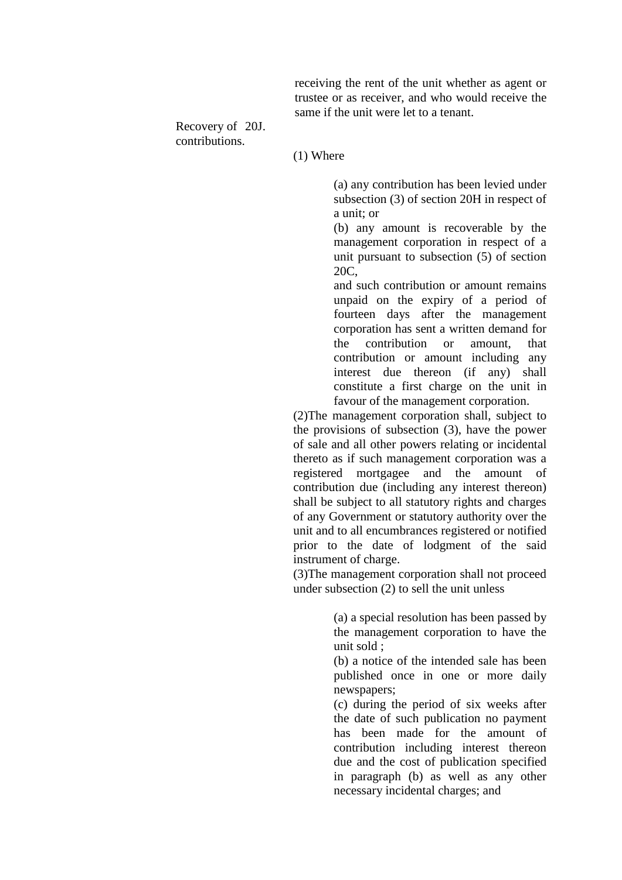receiving the rent of the unit whether as agent or trustee or as receiver, and who would receive the same if the unit were let to a tenant.

Recovery of contributions.

**20J.**

(1) Where

(a) any contribution has been levied under subsection (3) of section 20H in respect of a unit; or

(b) any amount is recoverable by the management corporation in respect of a unit pursuant to subsection (5) of section 20C,

and such contribution or amount remains unpaid on the expiry of a period of fourteen days after the management corporation has sent a written demand for the contribution or amount, that contribution or amount including any interest due thereon (if any) shall constitute a first charge on the unit in favour of the management corporation.

(2)The management corporation shall, subject to the provisions of subsection (3), have the power of sale and all other powers relating or incidental thereto as if such management corporation was a registered mortgagee and the amount of contribution due (including any interest thereon) shall be subject to all statutory rights and charges of any Government or statutory authority over the unit and to all encumbrances registered or notified prior to the date of lodgment of the said instrument of charge.

(3)The management corporation shall not proceed under subsection (2) to sell the unit unless

(a) a special resolution has been passed by the management corporation to have the unit sold ;

(b) a notice of the intended sale has been published once in one or more daily newspapers;

(c) during the period of six weeks after the date of such publication no payment has been made for the amount of contribution including interest thereon due and the cost of publication specified in paragraph (b) as well as any other necessary incidental charges; and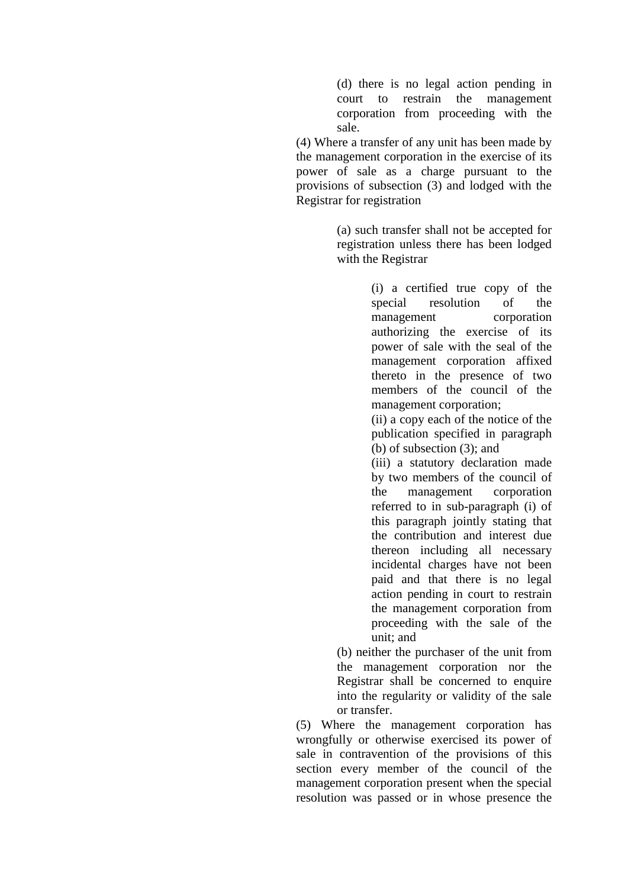(d) there is no legal action pending in court to restrain the management corporation from proceeding with the sale.

(4) Where a transfer of any unit has been made by the management corporation in the exercise of its power of sale as a charge pursuant to the provisions of subsection (3) and lodged with the Registrar for registration

(a) such transfer shall not be accepted for registration unless there has been lodged with the Registrar

(i) a certified true copy of the special resolution of the management corporation authorizing the exercise of its power of sale with the seal of the management corporation affixed thereto in the presence of two members of the council of the management corporation;

(ii) a copy each of the notice of the publication specified in paragraph (b) of subsection (3); and

(iii) a statutory declaration made by two members of the council of the management corporation referred to in sub-paragraph (i) of this paragraph jointly stating that the contribution and interest due thereon including all necessary incidental charges have not been paid and that there is no legal action pending in court to restrain the management corporation from proceeding with the sale of the unit; and

(b) neither the purchaser of the unit from the management corporation nor the Registrar shall be concerned to enquire into the regularity or validity of the sale or transfer.

(5) Where the management corporation has wrongfully or otherwise exercised its power of sale in contravention of the provisions of this section every member of the council of the management corporation present when the special resolution was passed or in whose presence the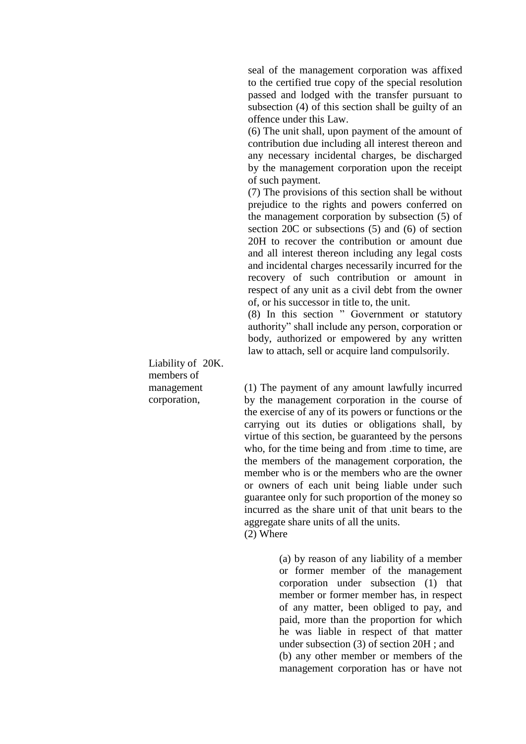seal of the management corporation was affixed to the certified true copy of the special resolution passed and lodged with the transfer pursuant to subsection (4) of this section shall be guilty of an offence under this Law.

(6) The unit shall, upon payment of the amount of contribution due including all interest thereon and any necessary incidental charges, be discharged by the management corporation upon the receipt of such payment.

(7) The provisions of this section shall be without prejudice to the rights and powers conferred on the management corporation by subsection (5) of section 20C or subsections (5) and (6) of section 20H to recover the contribution or amount due and all interest thereon including any legal costs and incidental charges necessarily incurred for the recovery of such contribution or amount in respect of any unit as a civil debt from the owner of, or his successor in title to, the unit.

(8) In this section " Government or statutory authority" shall include any person, corporation or body, authorized or empowered by any written law to attach, sell or acquire land compulsorily.

**Liability of members of management corporation,** 20K.

(1) The payment of any amount lawfully incurred by the management corporation in the course of the exercise of any of its powers or functions or the carrying out its duties or obligations shall, by virtue of this section, be guaranteed by the persons who, for the time being and from .time to time, are the members of the management corporation, the member who is or the members who are the owner or owners of each unit being liable under such guarantee only for such proportion of the money so incurred as the share unit of that unit bears to the aggregate share units of all the units.

(2) Where

(a) by reason of any liability of a member or former member of the management corporation under subsection (1) that member or former member has, in respect of any matter, been obliged to pay, and paid, more than the proportion for which he was liable in respect of that matter under subsection (3) of section 20H ; and

(b) any other member or members of the management corporation has or have not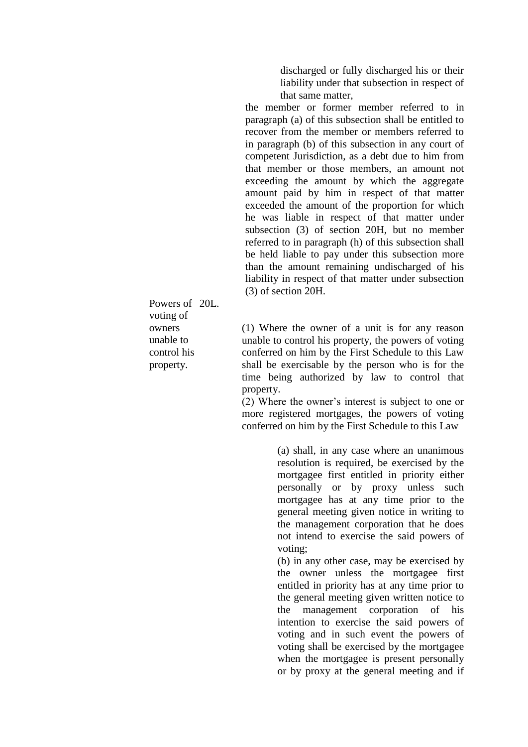discharged or fully discharged his or their liability under that subsection in respect of that same matter,

the member or former member referred to in paragraph (a) of this subsection shall be entitled to recover from the member or members referred to in paragraph (b) of this subsection in any court of competent Jurisdiction, as a debt due to him from that member or those members, an amount not exceeding the amount by which the aggregate amount paid by him in respect of that matter exceeded the amount of the proportion for which he was liable in respect of that matter under subsection (3) of section 20H, but no member referred to in paragraph (h) of this subsection shall be held liable to pay under this subsection more than the amount remaining undischarged of his liability in respect of that matter under subsection (3) of section 20H.

**20L. Powers of voting of owners unable to control his property.**

(1) Where the owner of a unit is for any reason unable to control his property, the powers of voting conferred on him by the First Schedule to this Law shall be exercisable by the person who is for the time being authorized by law to control that property.

(2) Where the owner's interest is subject to one or more registered mortgages, the powers of voting conferred on him by the First Schedule to this Law

(a) shall, in any case where an unanimous resolution is required, be exercised by the mortgagee first entitled in priority either personally or by proxy unless such mortgagee has at any time prior to the general meeting given notice in writing to the management corporation that he does not intend to exercise the said powers of voting;

(b) in any other case, may be exercised by the owner unless the mortgagee first entitled in priority has at any time prior to the general meeting given written notice to the management corporation of his intention to exercise the said powers of voting and in such event the powers of voting shall be exercised by the mortgagee when the mortgagee is present personally or by proxy at the general meeting and if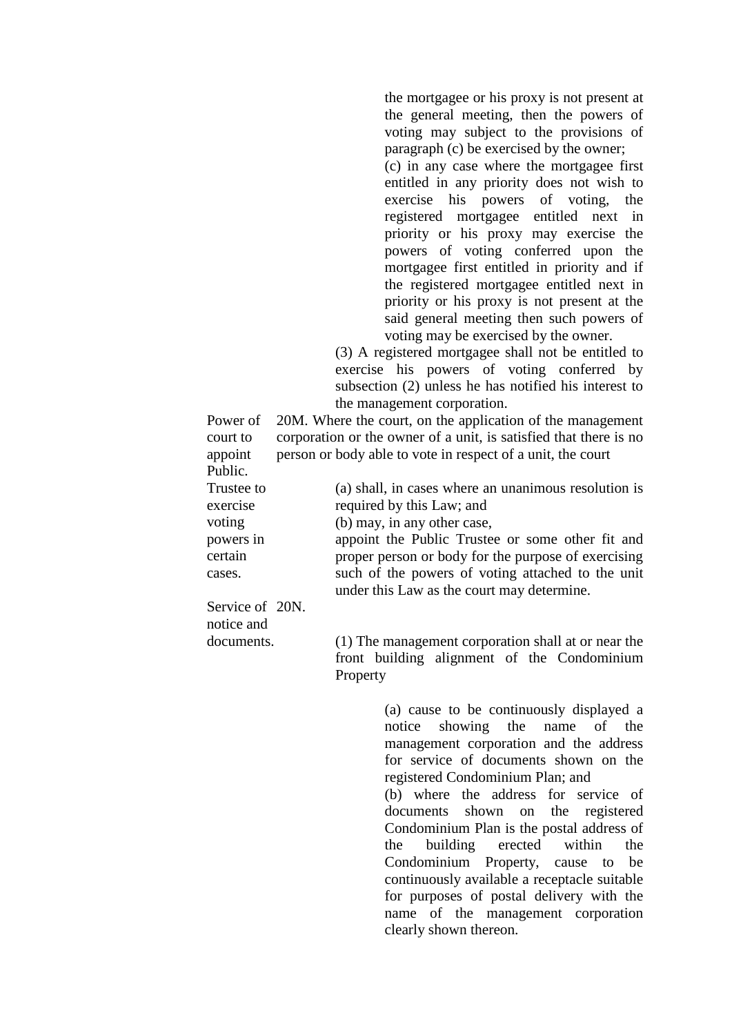the mortgagee or his proxy is not present at the general meeting, then the powers of voting may subject to the provisions of paragraph (c) be exercised by the owner;

(c) in any case where the mortgagee first entitled in any priority does not wish to exercise his powers of voting, the registered mortgagee entitled next in priority or his proxy may exercise the powers of voting conferred upon the mortgagee first entitled in priority and if the registered mortgagee entitled next in priority or his proxy is not present at the said general meeting then such powers of voting may be exercised by the owner.

(3) A registered mortgagee shall not be entitled to exercise his powers of voting conferred by subsection (2) unless he has notified his interest to the management corporation.

**Power of court to appoint Public. Trustee to exercise voting powers in certain cases.**

20M. Where the court, on the application of the management corporation or the owner of a unit, is satisfied that there is no person or body able to vote in respect of a unit, the court

(a) shall, in cases where an unanimous resolution is required by this Law; and

(b) may, in any other case,

appoint the Public Trustee or some other fit and proper person or body for the purpose of exercising such of the powers of voting attached to the unit under this Law as the court may determine.

**Service of notice and documents.**

20N.

(1) The management corporation shall at or near the front building alignment of the Condominium Property

(a) cause to be continuously displayed a notice showing the name of the management corporation and the address for service of documents shown on the registered Condominium Plan; and

(b) where the address for service of documents shown on the registered Condominium Plan is the postal address of the building erected within the Condominium Property, cause to be continuously available a receptacle suitable for purposes of postal delivery with the name of the management corporation clearly shown thereon.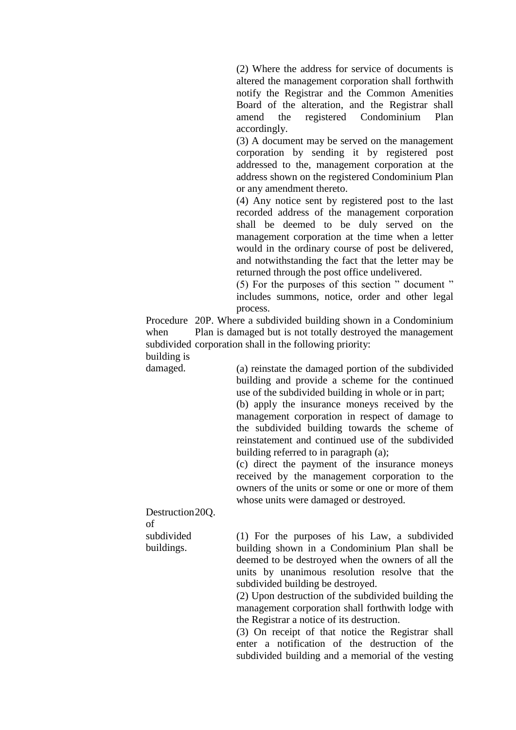(2) Where the address for service of documents is altered the management corporation shall forthwith notify the Registrar and the Common Amenities Board of the alteration, and the Registrar shall amend the registered Condominium Plan accordingly.

(3) A document may be served on the management corporation by sending it by registered post addressed to the, management corporation at the address shown on the registered Condominium Plan or any amendment thereto.

(4) Any notice sent by registered post to the last recorded address of the management corporation shall be deemed to be duly served on the management corporation at the time when a letter would in the ordinary course of post be delivered, and notwithstanding the fact that the letter may be returned through the post office undelivered.

(5) For the purposes of this section " document " includes summons, notice, order and other legal process.

**Procedure when subdivided building is damaged.**

20P. Where a subdivided building shown in a Condominium Plan is damaged but is not totally destroyed the management corporation shall in the following priority:

(a) reinstate the damaged portion of the subdivided building and provide a scheme for the continued use of the subdivided building in whole or in part;

(b) apply the insurance moneys received by the management corporation in respect of damage to the subdivided building towards the scheme of reinstatement and continued use of the subdivided building referred to in paragraph (a);

(c) direct the payment of the insurance moneys received by the management corporation to the owners of the units or some or one or more of them whose units were damaged or destroyed.

**Destruction of subdivided buildings.**

20Q.

(1) For the purposes of his Law, a subdivided building shown in a Condominium Plan shall be deemed to be destroyed when the owners of all the units by unanimous resolution resolve that the subdivided building be destroyed.

(2) Upon destruction of the subdivided building the management corporation shall forthwith lodge with the Registrar a notice of its destruction.

(3) On receipt of that notice the Registrar shall enter a notification of the destruction of the subdivided building and a memorial of the vesting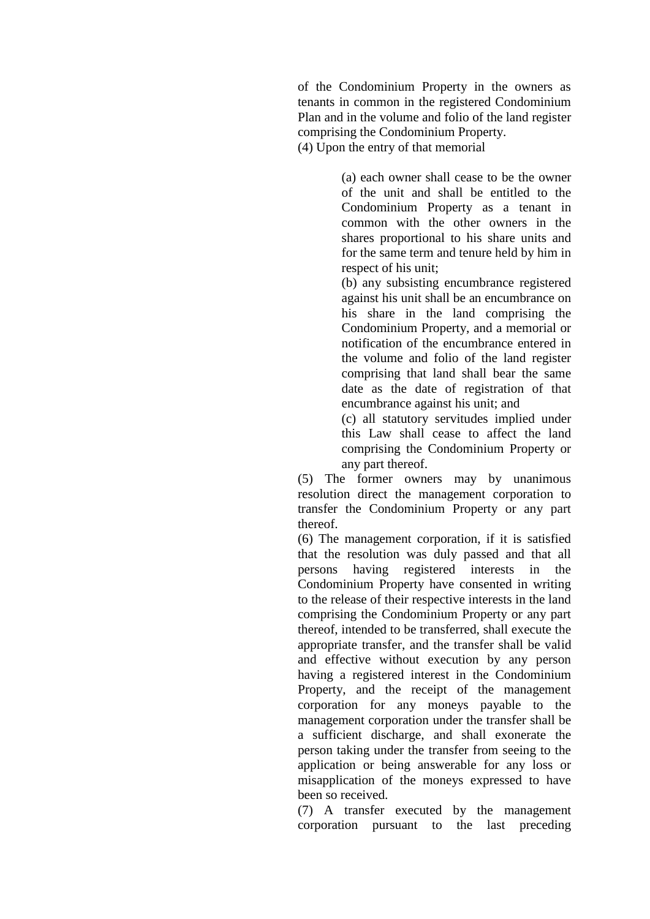of the Condominium Property in the owners as tenants in common in the registered Condominium Plan and in the volume and folio of the land register comprising the Condominium Property.

(4) Upon the entry of that memorial

> (a) each owner shall cease to be the owner of the unit and shall be entitled to the Condominium Property as a tenant in common with the other owners in the shares proportional to his share units and for the same term and tenure held by him in respect of his unit;
>
> (b) any subsisting encumbrance registered against his unit shall be an encumbrance on his share in the land comprising the Condominium Property, and a memorial or notification of the encumbrance entered in the volume and folio of the land register comprising that land shall bear the same date as the date of registration of that encumbrance against his unit; and
>
> (c) all statutory servitudes implied under this Law shall cease to affect the land comprising the Condominium Property or any part thereof.

(5) The former owners may by unanimous resolution direct the management corporation to transfer the Condominium Property or any part thereof.

(6) The management corporation, if it is satisfied that the resolution was duly passed and that all persons having registered interests in the Condominium Property have consented in writing to the release of their respective interests in the land comprising the Condominium Property or any part thereof, intended to be transferred, shall execute the appropriate transfer, and the transfer shall be valid and effective without execution by any person having a registered interest in the Condominium Property, and the receipt of the management corporation for any moneys payable to the management corporation under the transfer shall be a sufficient discharge, and shall exonerate the person taking under the transfer from seeing to the application or being answerable for any loss or misapplication of the moneys expressed to have been so received.

(7) A transfer executed by the management corporation pursuant to the last preceding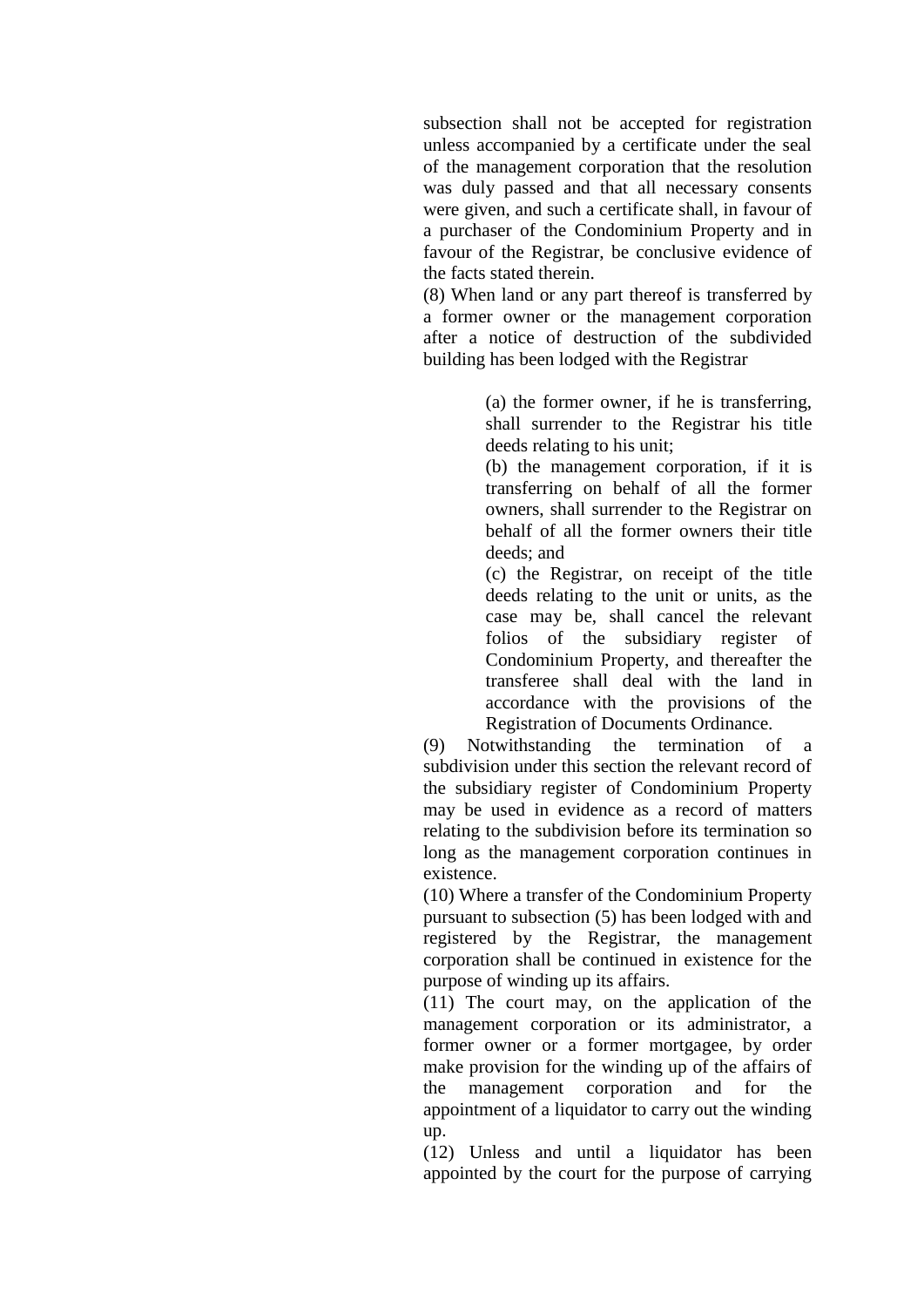subsection shall not be accepted for registration unless accompanied by a certificate under the seal of the management corporation that the resolution was duly passed and that all necessary consents were given, and such a certificate shall, in favour of a purchaser of the Condominium Property and in favour of the Registrar, be conclusive evidence of the facts stated therein.

(8) When land or any part thereof is transferred by a former owner or the management corporation after a notice of destruction of the subdivided building has been lodged with the Registrar

> (a) the former owner, if he is transferring, shall surrender to the Registrar his title deeds relating to his unit;
>
> (b) the management corporation, if it is transferring on behalf of all the former owners, shall surrender to the Registrar on behalf of all the former owners their title deeds; and
>
> (c) the Registrar, on receipt of the title deeds relating to the unit or units, as the case may be, shall cancel the relevant folios of the subsidiary register of Condominium Property, and thereafter the transferee shall deal with the land in accordance with the provisions of the Registration of Documents Ordinance.

(9) Notwithstanding the termination of a subdivision under this section the relevant record of the subsidiary register of Condominium Property may be used in evidence as a record of matters relating to the subdivision before its termination so long as the management corporation continues in existence.

(10) Where a transfer of the Condominium Property pursuant to subsection (5) has been lodged with and registered by the Registrar, the management corporation shall be continued in existence for the purpose of winding up its affairs.

(11) The court may, on the application of the management corporation or its administrator, a former owner or a former mortgagee, by order make provision for the winding up of the affairs of the management corporation and for the appointment of a liquidator to carry out the winding up.

(12) Unless and until a liquidator has been appointed by the court for the purpose of carrying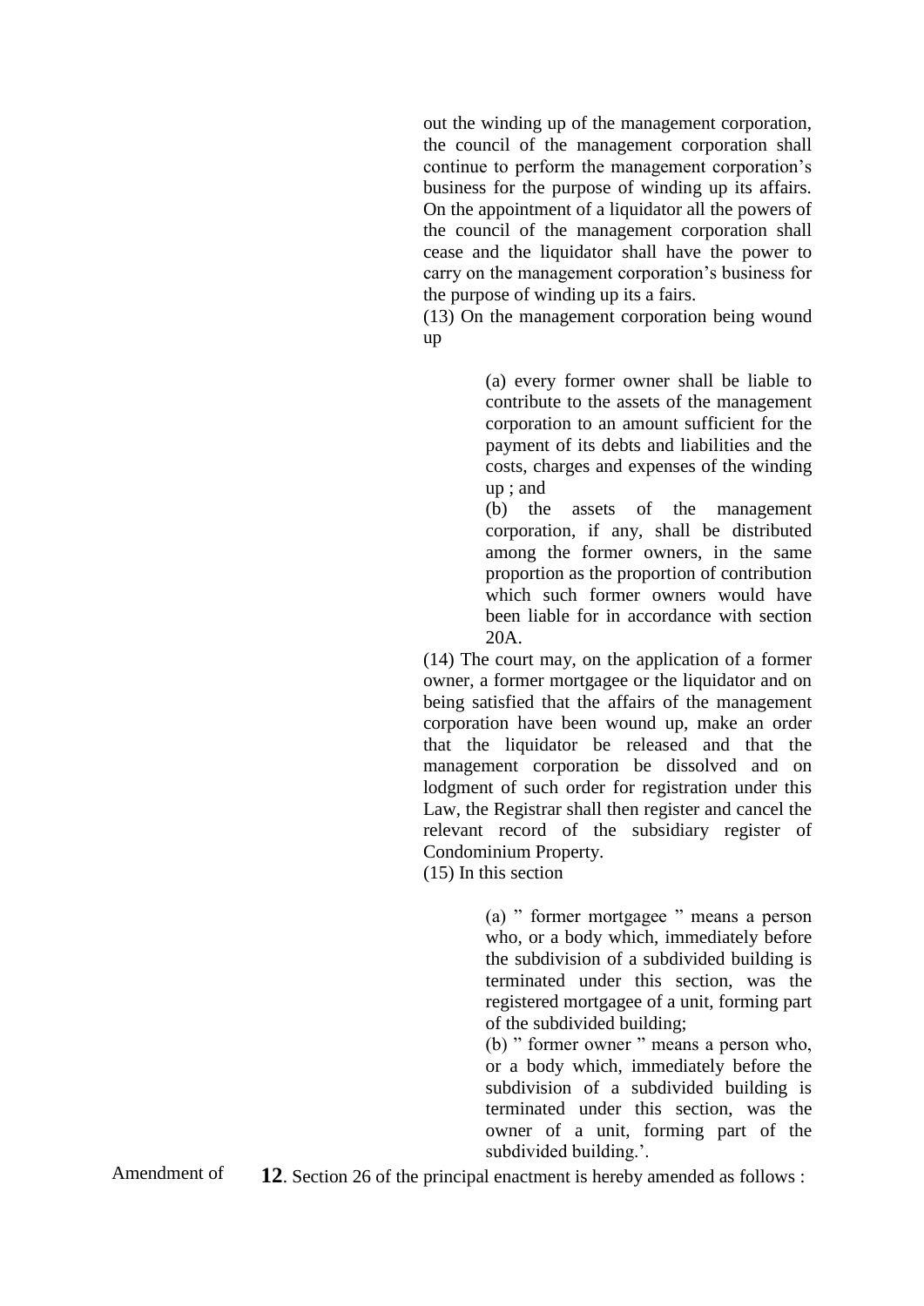out the winding up of the management corporation, the council of the management corporation shall continue to perform the management corporation's business for the purpose of winding up its affairs. On the appointment of a liquidator all the powers of the council of the management corporation shall cease and the liquidator shall have the power to carry on the management corporation's business for the purpose of winding up its a fairs.

(13) On the management corporation being wound up

> (a) every former owner shall be liable to contribute to the assets of the management corporation to an amount sufficient for the payment of its debts and liabilities and the costs, charges and expenses of the winding up ; and
>
> (b) the assets of the management corporation, if any, shall be distributed among the former owners, in the same proportion as the proportion of contribution which such former owners would have been liable for in accordance with section 20A.

(14) The court may, on the application of a former owner, a former mortgagee or the liquidator and on being satisfied that the affairs of the management corporation have been wound up, make an order that the liquidator be released and that the management corporation be dissolved and on lodgment of such order for registration under this Law, the Registrar shall then register and cancel the relevant record of the subsidiary register of Condominium Property.

(15) In this section

> (a) " former mortgagee " means a person who, or a body which, immediately before the subdivision of a subdivided building is terminated under this section, was the registered mortgagee of a unit, forming part of the subdivided building;
>
> (b) " former owner " means a person who, or a body which, immediately before the subdivision of a subdivided building is terminated under this section, was the owner of a unit, forming part of the subdivided building.'.

Amendment of

**12**. Section 26 of the principal enactment is hereby amended as follows :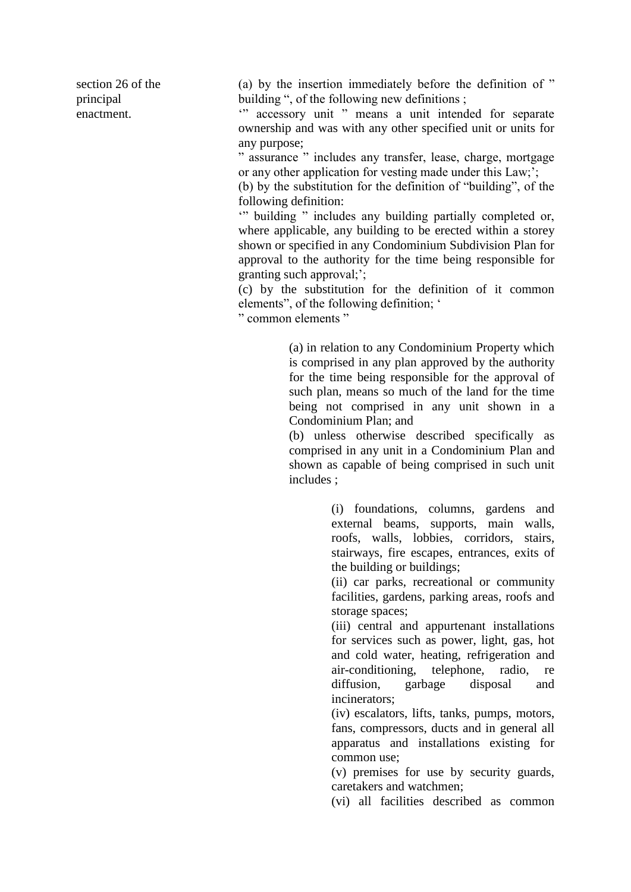section 26 of the principal enactment.

(a) by the insertion immediately before the definition of " building ", of the following new definitions ;

'" accessory unit " means a unit intended for separate ownership and was with any other specified unit or units for any purpose;

" assurance " includes any transfer, lease, charge, mortgage or any other application for vesting made under this Law;';

(b) by the substitution for the definition of "building", of the following definition:

'" building " includes any building partially completed or, where applicable, any building to be erected within a storey shown or specified in any Condominium Subdivision Plan for approval to the authority for the time being responsible for granting such approval;';

(c) by the substitution for the definition of it common elements", of the following definition; '

" common elements "

> (a) in relation to any Condominium Property which is comprised in any plan approved by the authority for the time being responsible for the approval of such plan, means so much of the land for the time being not comprised in any unit shown in a Condominium Plan; and
>
> (b) unless otherwise described specifically as comprised in any unit in a Condominium Plan and shown as capable of being comprised in such unit includes ;
>
> > (i) foundations, columns, gardens and external beams, supports, main walls, roofs, walls, lobbies, corridors, stairs, stairways, fire escapes, entrances, exits of the building or buildings;
> >
> > (ii) car parks, recreational or community facilities, gardens, parking areas, roofs and storage spaces;
> >
> > (iii) central and appurtenant installations for services such as power, light, gas, hot and cold water, heating, refrigeration and air-conditioning, telephone, radio, re diffusion, garbage disposal and incinerators;
> >
> > (iv) escalators, lifts, tanks, pumps, motors, fans, compressors, ducts and in general all apparatus and installations existing for common use;
> >
> > (v) premises for use by security guards, caretakers and watchmen;
> >
> > (vi) all facilities described as common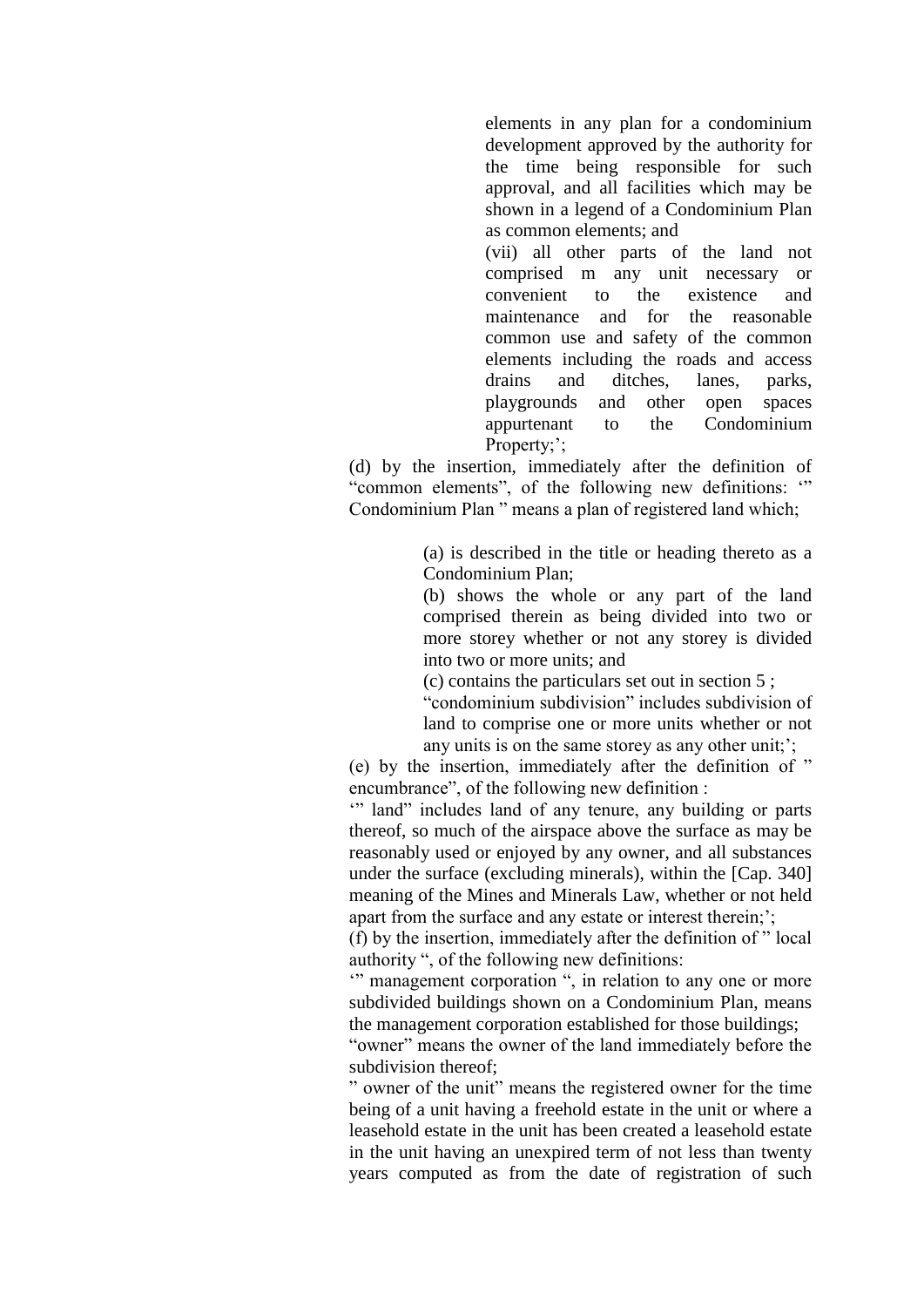elements in any plan for a condominium development approved by the authority for the time being responsible for such approval, and all facilities which may be shown in a legend of a Condominium Plan as common elements; and

(vii) all other parts of the land not comprised m any unit necessary or convenient to the existence and maintenance and for the reasonable common use and safety of the common elements including the roads and access drains and ditches, lanes, parks, playgrounds and other open spaces appurtenant to the Condominium Property;';

(d) by the insertion, immediately after the definition of "common elements", of the following new definitions: '" Condominium Plan " means a plan of registered land which;

> (a) is described in the title or heading thereto as a Condominium Plan;
>
> (b) shows the whole or any part of the land comprised therein as being divided into two or more storey whether or not any storey is divided into two or more units; and
>
> (c) contains the particulars set out in section 5 ;
>
> "condominium subdivision" includes subdivision of land to comprise one or more units whether or not any units is on the same storey as any other unit;';

(e) by the insertion, immediately after the definition of " encumbrance", of the following new definition :

'" land" includes land of any tenure, any building or parts thereof, so much of the airspace above the surface as may be reasonably used or enjoyed by any owner, and all substances under the surface (excluding minerals), within the [Cap. 340] meaning of the Mines and Minerals Law, whether or not held apart from the surface and any estate or interest therein;';

(f) by the insertion, immediately after the definition of " local authority ", of the following new definitions:

'" management corporation ", in relation to any one or more subdivided buildings shown on a Condominium Plan, means the management corporation established for those buildings;

"owner" means the owner of the land immediately before the subdivision thereof;

" owner of the unit" means the registered owner for the time being of a unit having a freehold estate in the unit or where a leasehold estate in the unit has been created a leasehold estate in the unit having an unexpired term of not less than twenty years computed as from the date of registration of such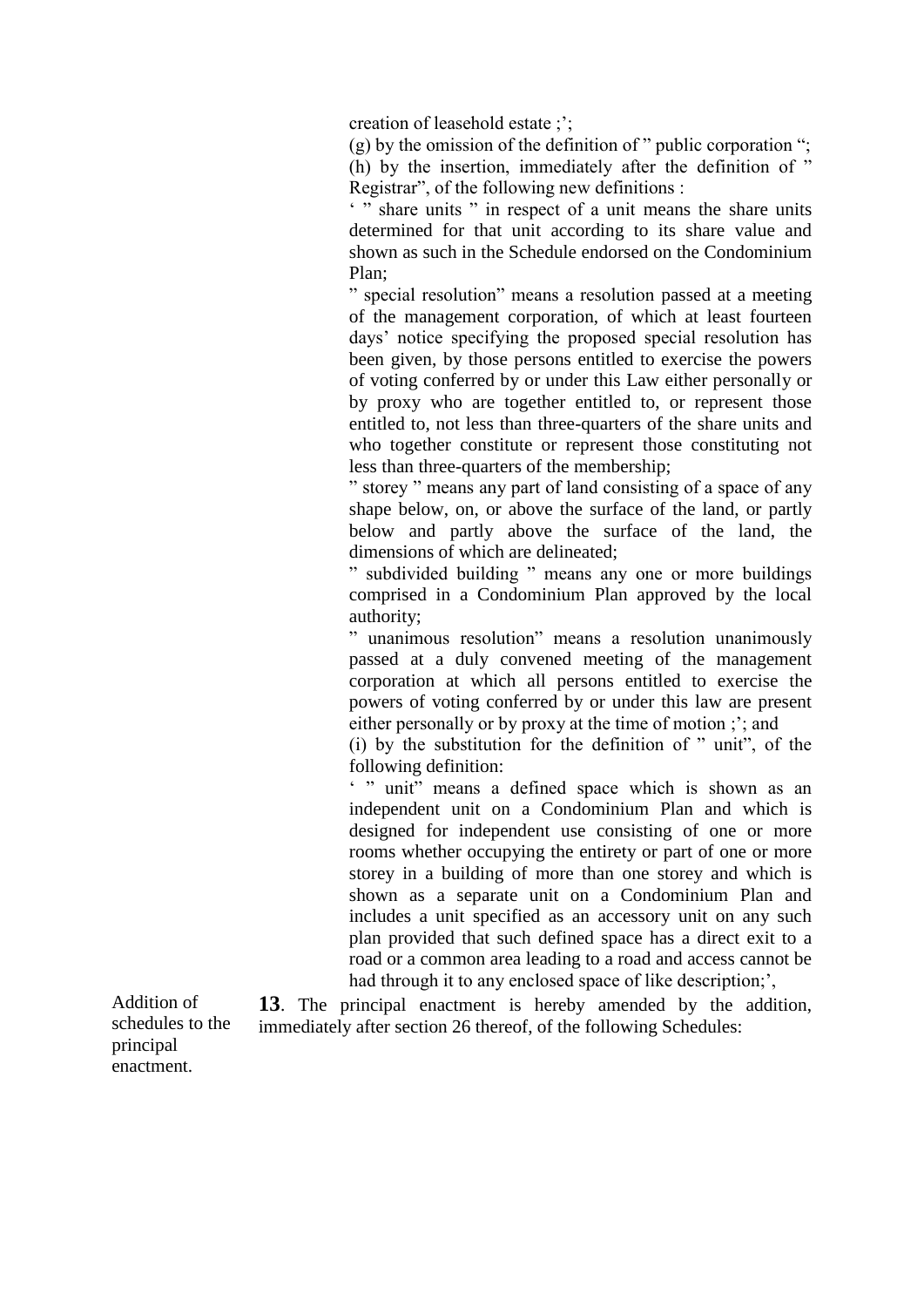creation of leasehold estate ;';

(g) by the omission of the definition of " public corporation ";

(h) by the insertion, immediately after the definition of " Registrar", of the following new definitions :

' " share units " in respect of a unit means the share units determined for that unit according to its share value and shown as such in the Schedule endorsed on the Condominium Plan;

" special resolution" means a resolution passed at a meeting of the management corporation, of which at least fourteen days' notice specifying the proposed special resolution has been given, by those persons entitled to exercise the powers of voting conferred by or under this Law either personally or by proxy who are together entitled to, or represent those entitled to, not less than three-quarters of the share units and who together constitute or represent those constituting not less than three-quarters of the membership;

" storey " means any part of land consisting of a space of any shape below, on, or above the surface of the land, or partly below and partly above the surface of the land, the dimensions of which are delineated;

" subdivided building " means any one or more buildings comprised in a Condominium Plan approved by the local authority;

" unanimous resolution" means a resolution unanimously passed at a duly convened meeting of the management corporation at which all persons entitled to exercise the powers of voting conferred by or under this law are present either personally or by proxy at the time of motion ;'; and

(i) by the substitution for the definition of " unit", of the following definition:

' " unit" means a defined space which is shown as an independent unit on a Condominium Plan and which is designed for independent use consisting of one or more rooms whether occupying the entirety or part of one or more storey in a building of more than one storey and which is shown as a separate unit on a Condominium Plan and includes a unit specified as an accessory unit on any such plan provided that such defined space has a direct exit to a road or a common area leading to a road and access cannot be had through it to any enclosed space of like description;',

Addition of schedules to the principal enactment.

**13**. The principal enactment is hereby amended by the addition, immediately after section 26 thereof, of the following Schedules: